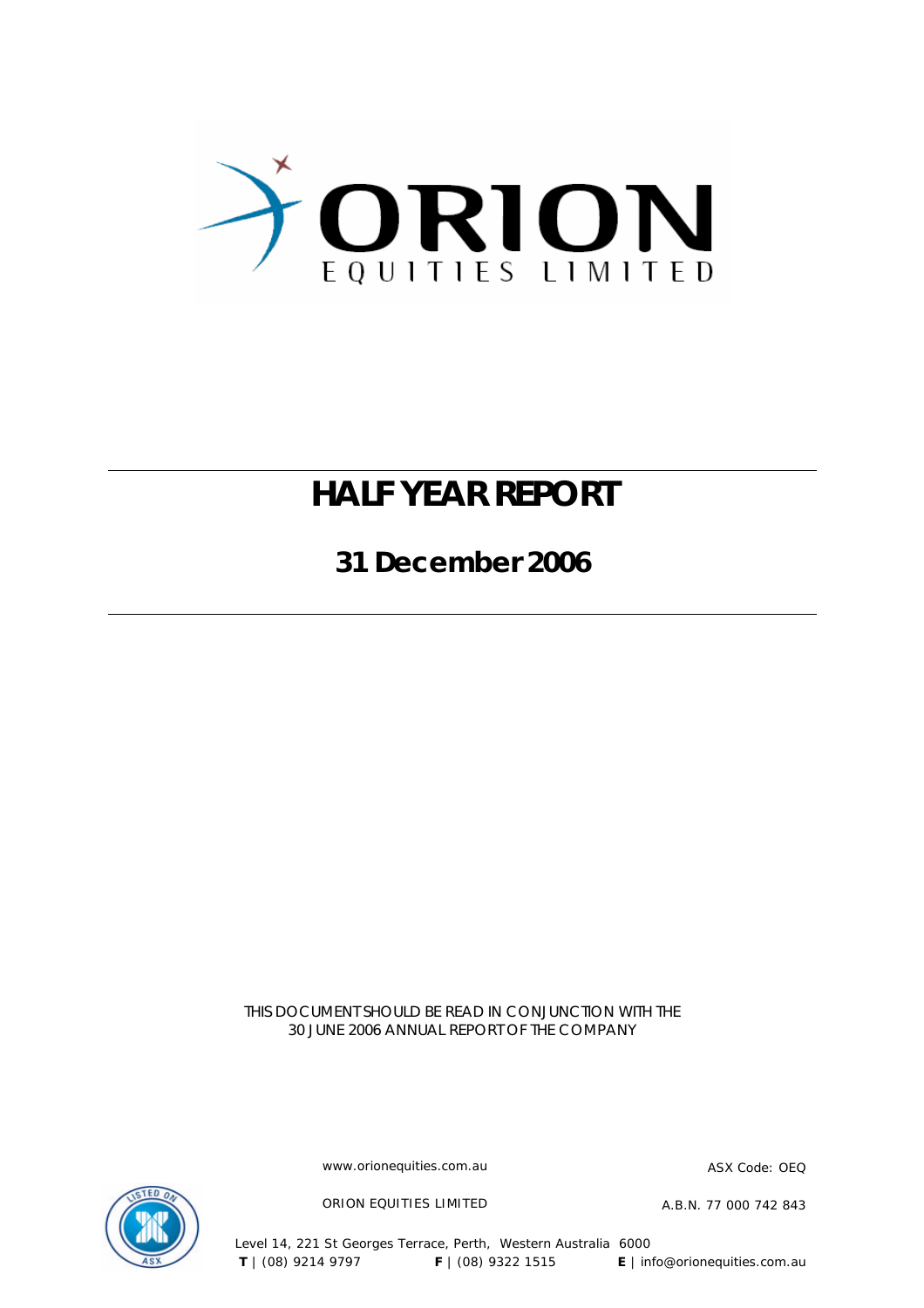ORION EQUITIES LIMITED

# HALF YEAR REPORT

## 31 December 2006

THIS DOCUMENT SHOULD BE READ IN CONJUNCTION WITH THE 30 JUNE 2006 ANNUAL REPORT OF THE COMPANY

www.orionequities.com.au

ASX Code: OEQ

ORION EQUITIES LIMITED

A.B.N. 77 000 742 843

Level 14, 221 St Georges Terrace, Perth, Western Australia 6000

**T** | (08) 9214 9797 **F** | (08) 9322 1515 **E** | info@orionequities.com.au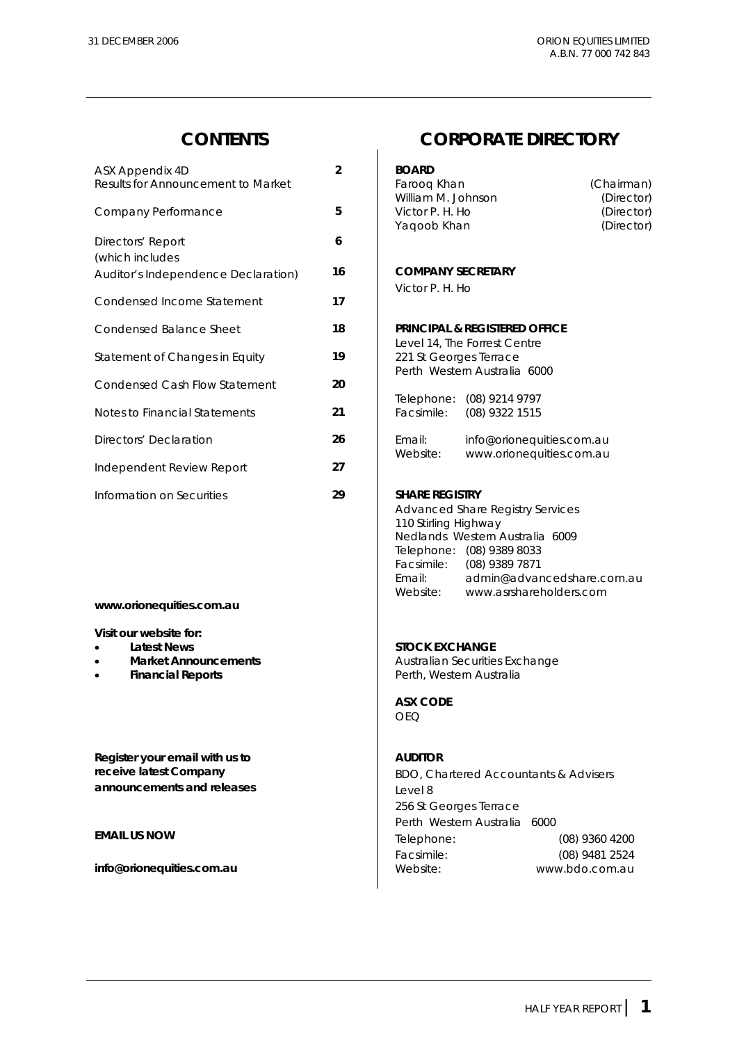## CONTENTS

| | |
|---|---|
| ASX Appendix 4D<br>Results for Announcement to Market | 2 |
| Company Performance | 5 |
| Directors' Report<br>(which includes | 6 |
| Auditor's Independence Declaration) | 16 |
| Condensed Income Statement | 17 |
| Condensed Balance Sheet | 18 |
| Statement of Changes in Equity | 19 |
| Condensed Cash Flow Statement | 20 |
| Notes to Financial Statements | 21 |
| Directors' Declaration | 26 |
| Independent Review Report | 27 |
| Information on Securities | 29 |

**www.orionequities.com.au**

**Visit our website for:**

- **Latest News**
- **Market Announcements**
- **Financial Reports**

**Register your email with us to receive latest Company announcements and releases**

**EMAIL US NOW**

**info@orionequities.com.au**

## CORPORATE DIRECTORY

**BOARD**

| | |
|---|---|
| Farooq Khan | (Chairman) |
| William M. Johnson | (Director) |
| Victor P. H. Ho | (Director) |
| Yaqoob Khan | (Director) |

**COMPANY SECRETARY**

Victor P. H. Ho

**PRINCIPAL & REGISTERED OFFICE**

Level 14, The Forrest Centre
221 St Georges Terrace
Perth Western Australia 6000

Telephone: (08) 9214 9797
Facsimile: (08) 9322 1515

Email: info@orionequities.com.au
Website: www.orionequities.com.au

**SHARE REGISTRY**

Advanced Share Registry Services
110 Stirling Highway
Nedlands Western Australia 6009
Telephone: (08) 9389 8033
Facsimile: (08) 9389 7871
Email: admin@advancedshare.com.au
Website: www.asrshareholders.com

**STOCK EXCHANGE**

Australian Securities Exchange
Perth, Western Australia

**ASX CODE**

OEQ

**AUDITOR**

BDO, Chartered Accountants & Advisers
Level 8
256 St Georges Terrace
Perth Western Australia 6000

Telephone: (08) 9360 4200
Facsimile: (08) 9481 2524
Website: www.bdo.com.au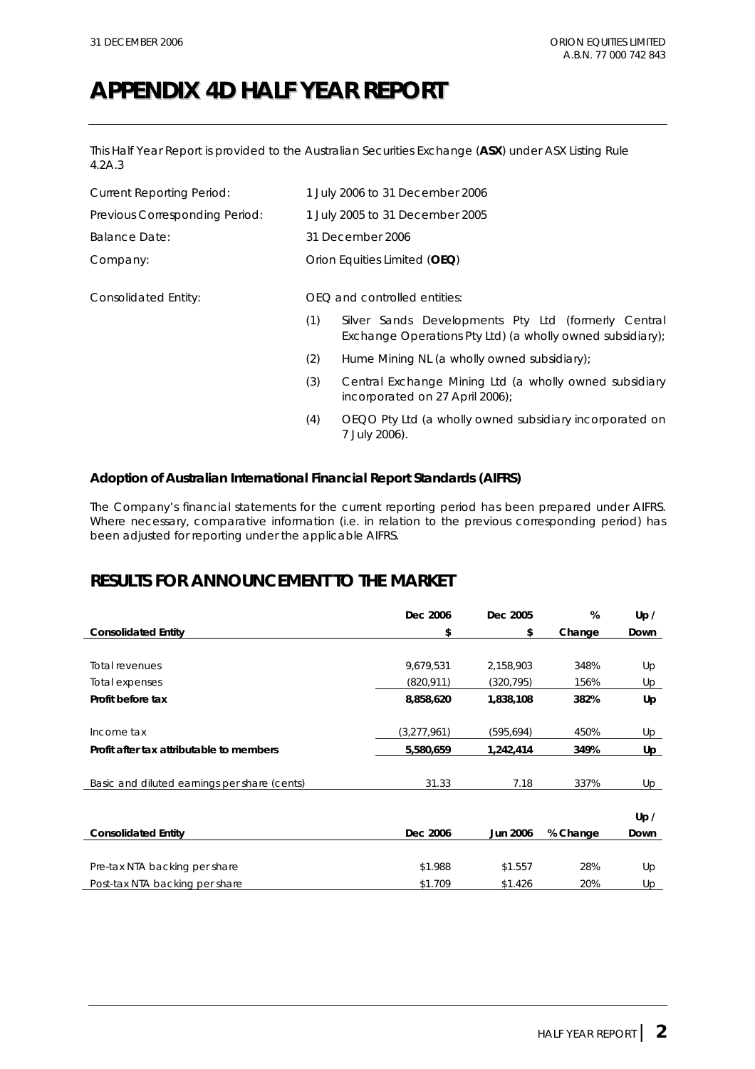# APPENDIX 4D HALF YEAR REPORT

This Half Year Report is provided to the Australian Securities Exchange (**ASX**) under ASX Listing Rule 4.2A.3

| | |
|---|---|
| Current Reporting Period: | 1 July 2006 to 31 December 2006 |
| Previous Corresponding Period: | 1 July 2005 to 31 December 2005 |
| Balance Date: | 31 December 2006 |
| Company: | Orion Equities Limited (**OEQ**) |

Consolidated Entity: OEQ and controlled entities:

(1) Silver Sands Developments Pty Ltd (formerly Central Exchange Operations Pty Ltd) (a wholly owned subsidiary);

(2) Hume Mining NL (a wholly owned subsidiary);

(3) Central Exchange Mining Ltd (a wholly owned subsidiary incorporated on 27 April 2006);

(4) OEQO Pty Ltd (a wholly owned subsidiary incorporated on 7 July 2006).

### Adoption of Australian International Financial Report Standards (AIFRS)

The Company's financial statements for the current reporting period has been prepared under AIFRS. Where necessary, comparative information (i.e. in relation to the previous corresponding period) has been adjusted for reporting under the applicable AIFRS.

## RESULTS FOR ANNOUNCEMENT TO THE MARKET

| Consolidated Entity | Dec 2006 $ | Dec 2005 $ | % Change | Up / Down |
|---|---|---|---|---|
| Total revenues | 9,679,531 | 2,158,903 | 348% | Up |
| Total expenses | (820,911) | (320,795) | 156% | Up |
| **Profit before tax** | **8,858,620** | **1,838,108** | **382%** | **Up** |
| Income tax | (3,277,961) | (595,694) | 450% | Up |
| **Profit after tax attributable to members** | **5,580,659** | **1,242,414** | **349%** | **Up** |
| Basic and diluted earnings per share (cents) | 31.33 | 7.18 | 337% | Up |

| Consolidated Entity | Dec 2006 | Jun 2006 | % Change | Up / Down |
|---|---|---|---|---|
| Pre-tax NTA backing per share | $1.988 | $1.557 | 28% | Up |
| Post-tax NTA backing per share | $1.709 | $1.426 | 20% | Up |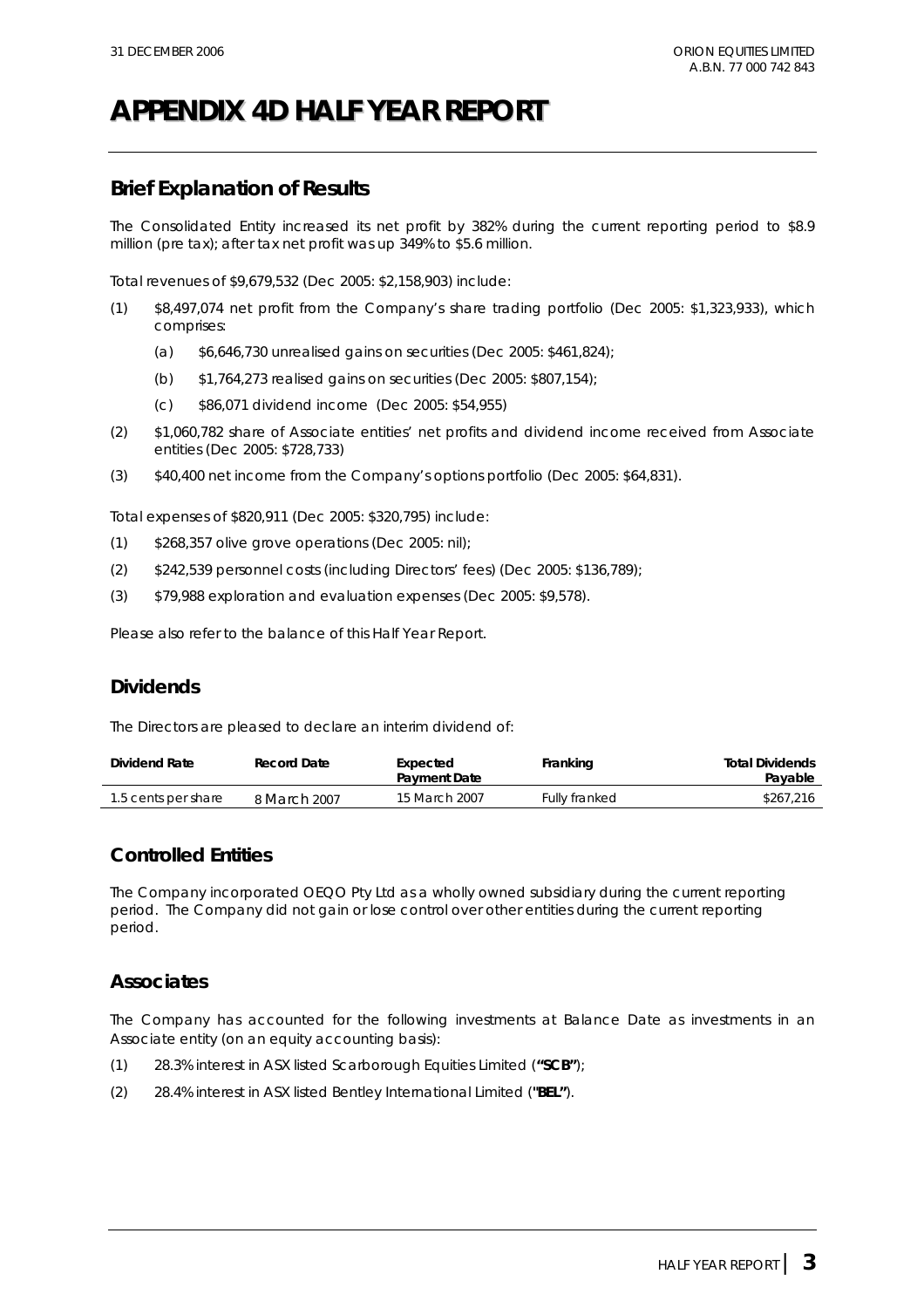# APPENDIX 4D HALF YEAR REPORT

## Brief Explanation of Results

The Consolidated Entity increased its net profit by 382% during the current reporting period to $8.9 million (pre tax); after tax net profit was up 349% to $5.6 million.

Total revenues of $9,679,532 (Dec 2005: $2,158,903) include:

(1) $8,497,074 net profit from the Company's share trading portfolio (Dec 2005: $1,323,933), which comprises:

   (a) $6,646,730 unrealised gains on securities (Dec 2005: $461,824);

   (b) $1,764,273 realised gains on securities (Dec 2005: $807,154);

   (c) $86,071 dividend income (Dec 2005: $54,955)

(2) $1,060,782 share of Associate entities' net profits and dividend income received from Associate entities (Dec 2005: $728,733)

(3) $40,400 net income from the Company's options portfolio (Dec 2005: $64,831).

Total expenses of $820,911 (Dec 2005: $320,795) include:

(1) $268,357 olive grove operations (Dec 2005: nil);

(2) $242,539 personnel costs (including Directors' fees) (Dec 2005: $136,789);

(3) $79,988 exploration and evaluation expenses (Dec 2005: $9,578).

Please also refer to the balance of this Half Year Report.

## Dividends

The Directors are pleased to declare an interim dividend of:

| Dividend Rate | Record Date | Expected Payment Date | Franking | Total Dividends Payable |
|---|---|---|---|---|
| 1.5 cents per share | 8 March 2007 | 15 March 2007 | Fully franked | $267,216 |

## Controlled Entities

The Company incorporated OEQO Pty Ltd as a wholly owned subsidiary during the current reporting period. The Company did not gain or lose control over other entities during the current reporting period.

## Associates

The Company has accounted for the following investments at Balance Date as investments in an Associate entity (on an equity accounting basis):

(1) 28.3% interest in ASX listed Scarborough Equities Limited (**"SCB"**);

(2) 28.4% interest in ASX listed Bentley International Limited (**"BEL"**).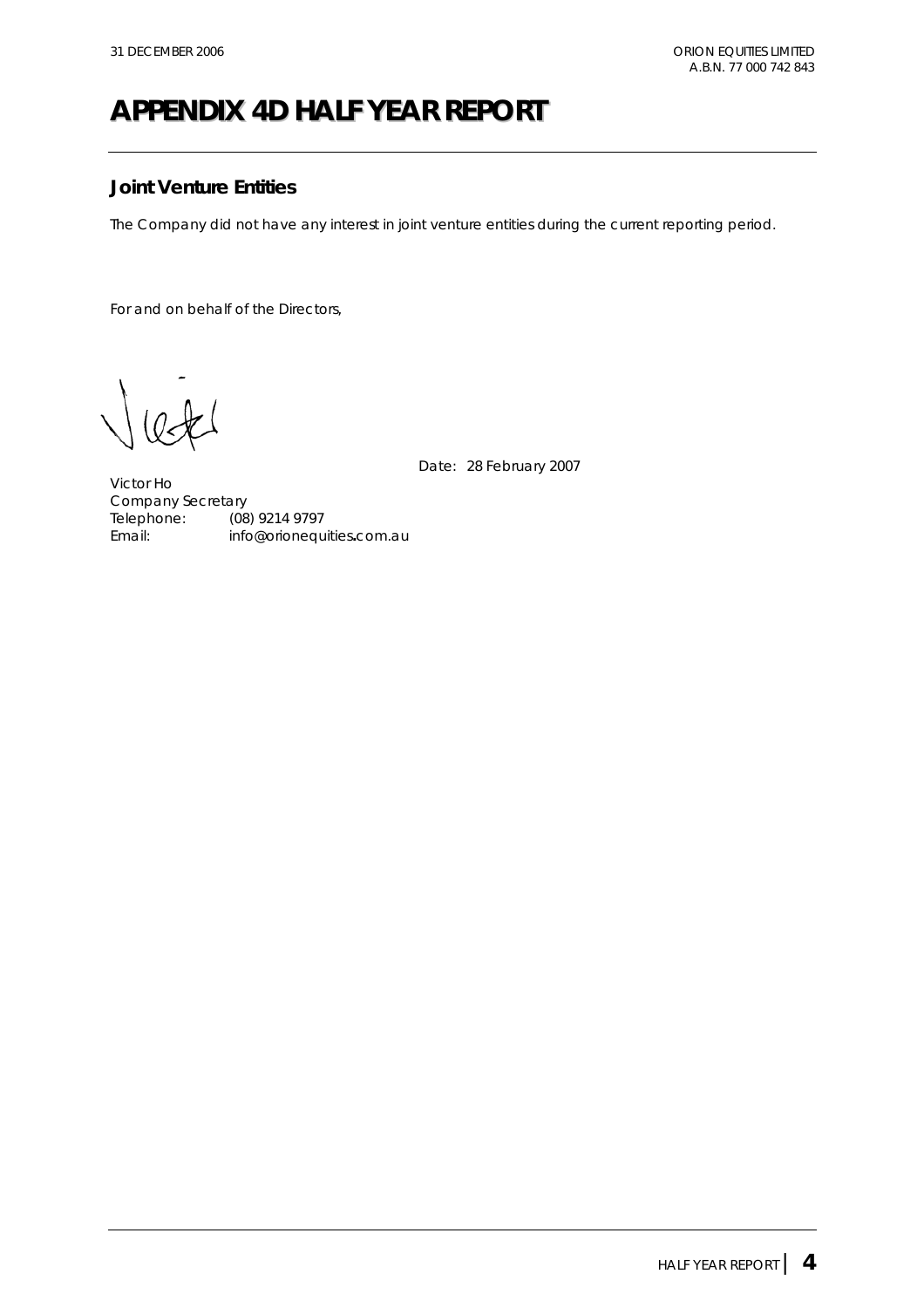# APPENDIX 4D HALF YEAR REPORT

## Joint Venture Entities

The Company did not have any interest in joint venture entities during the current reporting period.

For and on behalf of the Directors,

Date: 28 February 2007

Victor Ho
Company Secretary
Telephone: (08) 9214 9797
Email: info@orionequities.com.au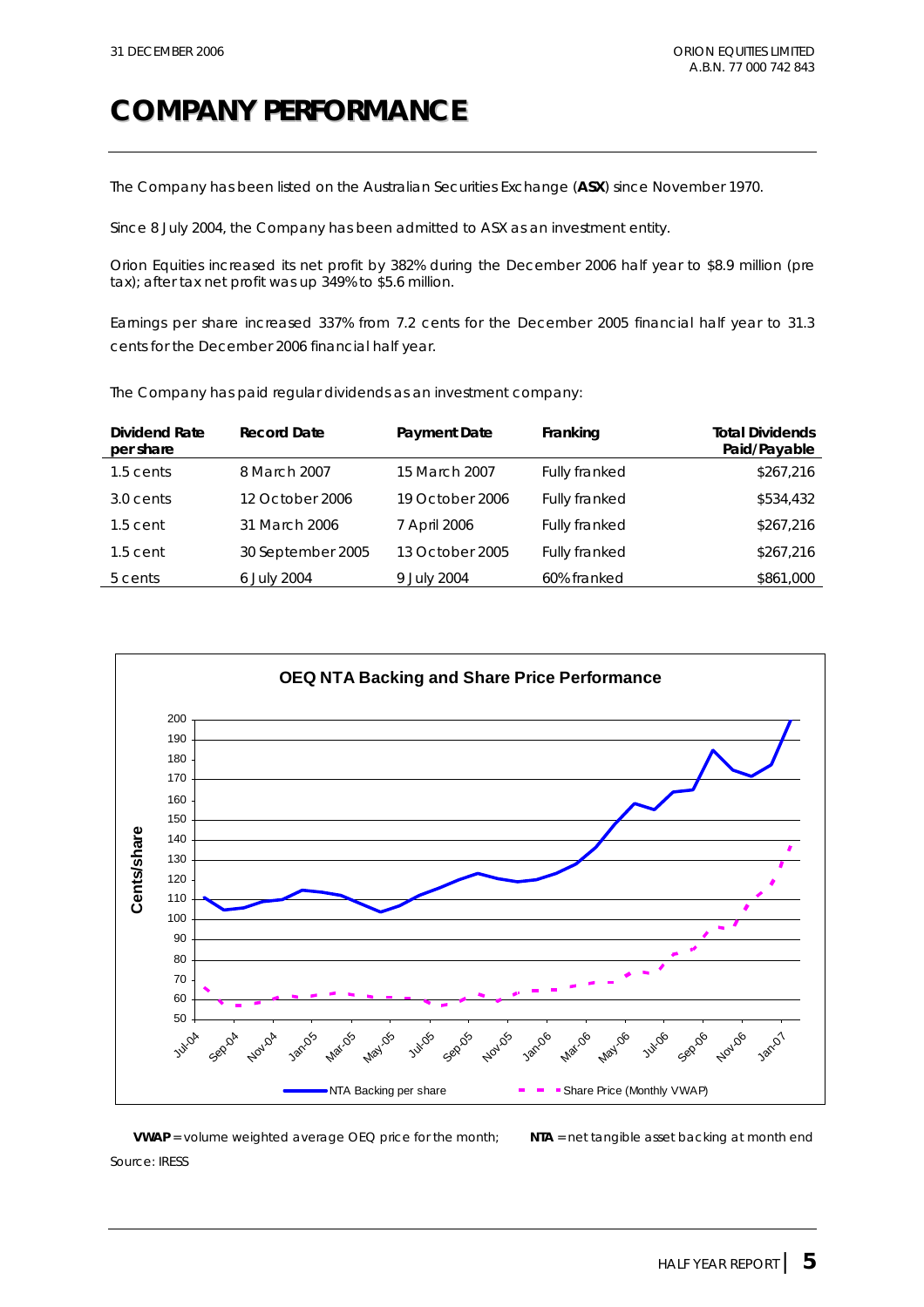# COMPANY PERFORMANCE

The Company has been listed on the Australian Securities Exchange (**ASX**) since November 1970.

Since 8 July 2004, the Company has been admitted to ASX as an investment entity.

Orion Equities increased its net profit by 382% during the December 2006 half year to $8.9 million (pre tax); after tax net profit was up 349% to $5.6 million.

Earnings per share increased 337% from 7.2 cents for the December 2005 financial half year to 31.3 cents for the December 2006 financial half year.

The Company has paid regular dividends as an investment company:

| Dividend Rate per share | Record Date | Payment Date | Franking | Total Dividends Paid/Payable |
|---|---|---|---|---|
| 1.5 cents | 8 March 2007 | 15 March 2007 | Fully franked | $267,216 |
| 3.0 cents | 12 October 2006 | 19 October 2006 | Fully franked | $534,432 |
| 1.5 cent | 31 March 2006 | 7 April 2006 | Fully franked | $267,216 |
| 1.5 cent | 30 September 2005 | 13 October 2005 | Fully franked | $267,216 |
| 5 cents | 6 July 2004 | 9 July 2004 | 60% franked | $861,000 |

**OEQ NTA Backing and Share Price Performance**

**VWAP** = volume weighted average OEQ price for the month; **NTA** = net tangible asset backing at month end

Source: IRESS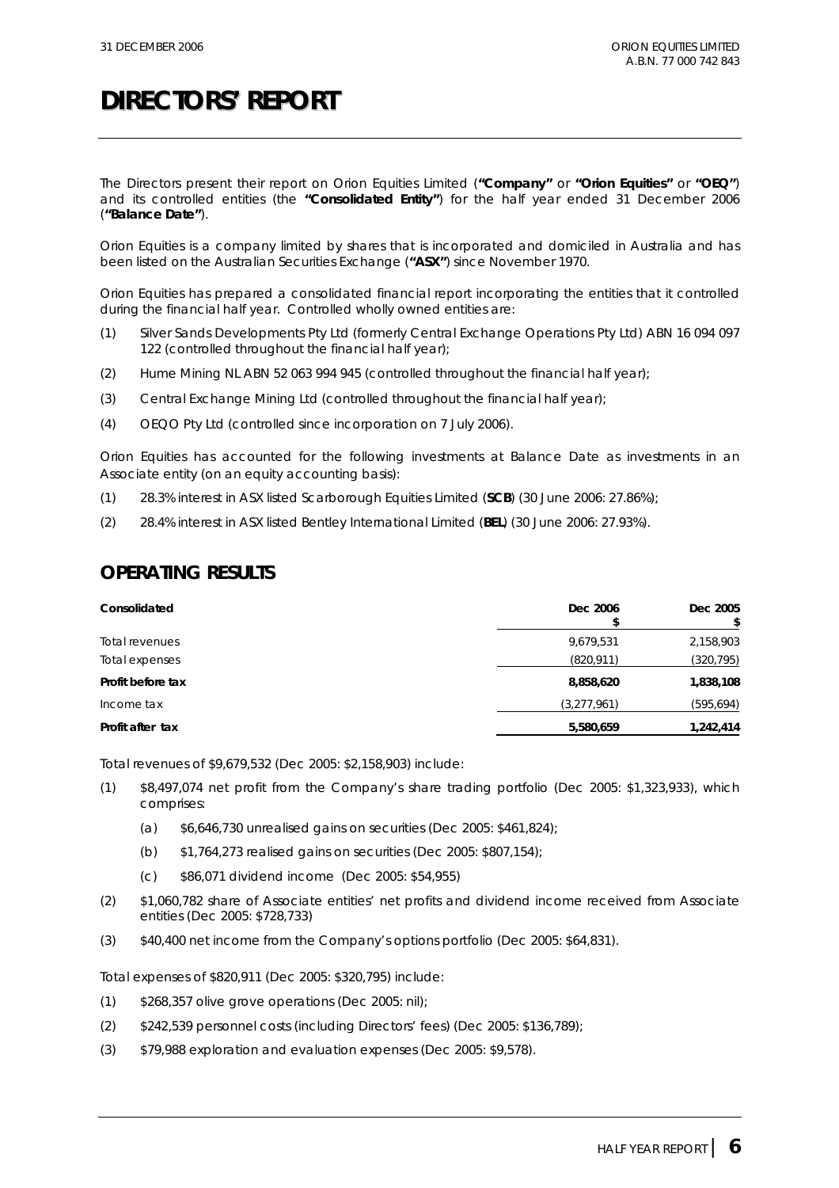# DIRECTORS' REPORT

The Directors present their report on Orion Equities Limited (**"Company"** or **"Orion Equities"** or **"OEQ"**) and its controlled entities (the **"Consolidated Entity"**) for the half year ended 31 December 2006 (**"Balance Date"**).

Orion Equities is a company limited by shares that is incorporated and domiciled in Australia and has been listed on the Australian Securities Exchange (**"ASX"**) since November 1970.

Orion Equities has prepared a consolidated financial report incorporating the entities that it controlled during the financial half year. Controlled wholly owned entities are:

(1) Silver Sands Developments Pty Ltd (formerly Central Exchange Operations Pty Ltd) ABN 16 094 097 122 (controlled throughout the financial half year);

(2) Hume Mining NL ABN 52 063 994 945 (controlled throughout the financial half year);

(3) Central Exchange Mining Ltd (controlled throughout the financial half year);

(4) OEQO Pty Ltd (controlled since incorporation on 7 July 2006).

Orion Equities has accounted for the following investments at Balance Date as investments in an Associate entity (on an equity accounting basis):

(1) 28.3% interest in ASX listed Scarborough Equities Limited (**SCB**) (30 June 2006: 27.86%);

(2) 28.4% interest in ASX listed Bentley International Limited (**BEL**) (30 June 2006: 27.93%).

## OPERATING RESULTS

| Consolidated | Dec 2006 $ | Dec 2005 $ |
|---|---|---|
| Total revenues | 9,679,531 | 2,158,903 |
| Total expenses | (820,911) | (320,795) |
| **Profit before tax** | **8,858,620** | **1,838,108** |
| Income tax | (3,277,961) | (595,694) |
| **Profit after tax** | **5,580,659** | **1,242,414** |

Total revenues of $9,679,532 (Dec 2005: $2,158,903) include:

(1) $8,497,074 net profit from the Company's share trading portfolio (Dec 2005: $1,323,933), which comprises:

  (a) $6,646,730 unrealised gains on securities (Dec 2005: $461,824);

  (b) $1,764,273 realised gains on securities (Dec 2005: $807,154);

  (c) $86,071 dividend income (Dec 2005: $54,955)

(2) $1,060,782 share of Associate entities' net profits and dividend income received from Associate entities (Dec 2005: $728,733)

(3) $40,400 net income from the Company's options portfolio (Dec 2005: $64,831).

Total expenses of $820,911 (Dec 2005: $320,795) include:

(1) $268,357 olive grove operations (Dec 2005: nil);

(2) $242,539 personnel costs (including Directors' fees) (Dec 2005: $136,789);

(3) $79,988 exploration and evaluation expenses (Dec 2005: $9,578).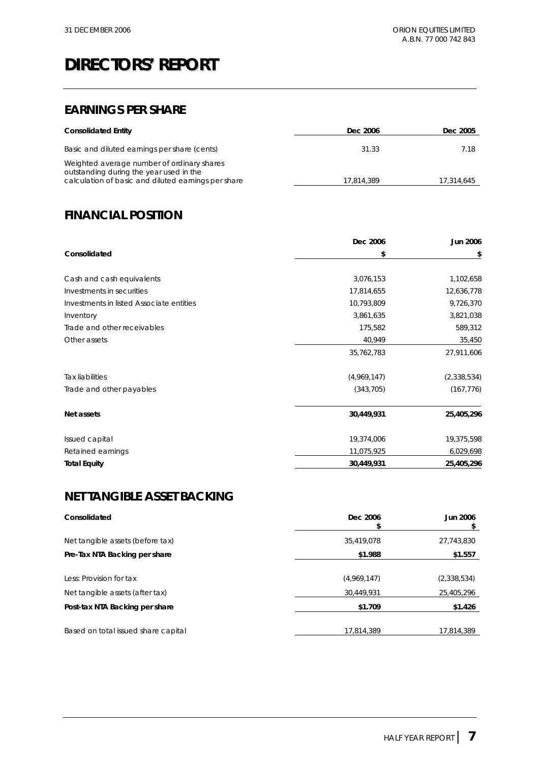# DIRECTORS' REPORT

## EARNINGS PER SHARE

| Consolidated Entity | Dec 2006 | Dec 2005 |
|---|---|---|
| Basic and diluted earnings per share (cents) | 31.33 | 7.18 |
| Weighted average number of ordinary shares outstanding during the year used in the calculation of basic and diluted earnings per share | 17,814,389 | 17,314,645 |

## FINANCIAL POSITION

| Consolidated | Dec 2006<br>$ | Jun 2006<br>$ |
|---|---|---|
| Cash and cash equivalents | 3,076,153 | 1,102,658 |
| Investments in securities | 17,814,655 | 12,636,778 |
| Investments in listed Associate entities | 10,793,809 | 9,726,370 |
| Inventory | 3,861,635 | 3,821,038 |
| Trade and other receivables | 175,582 | 589,312 |
| Other assets | 40,949 | 35,450 |
| | 35,762,783 | 27,911,606 |
| Tax liabilities | (4,969,147) | (2,338,534) |
| Trade and other payables | (343,705) | (167,776) |
| **Net assets** | **30,449,931** | **25,405,296** |
| Issued capital | 19,374,006 | 19,375,598 |
| Retained earnings | 11,075,925 | 6,029,698 |
| **Total Equity** | **30,449,931** | **25,405,296** |

## NET TANGIBLE ASSET BACKING

| Consolidated | Dec 2006<br>$ | Jun 2006<br>$ |
|---|---|---|
| Net tangible assets (before tax) | 35,419,078 | 27,743,830 |
| **Pre-Tax NTA Backing per share** | **$1.988** | **$1.557** |
| Less: Provision for tax | (4,969,147) | (2,338,534) |
| Net tangible assets (after tax) | 30,449,931 | 25,405,296 |
| **Post-tax NTA Backing per share** | **$1.709** | **$1.426** |
| Based on total issued share capital | 17,814,389 | 17,814,389 |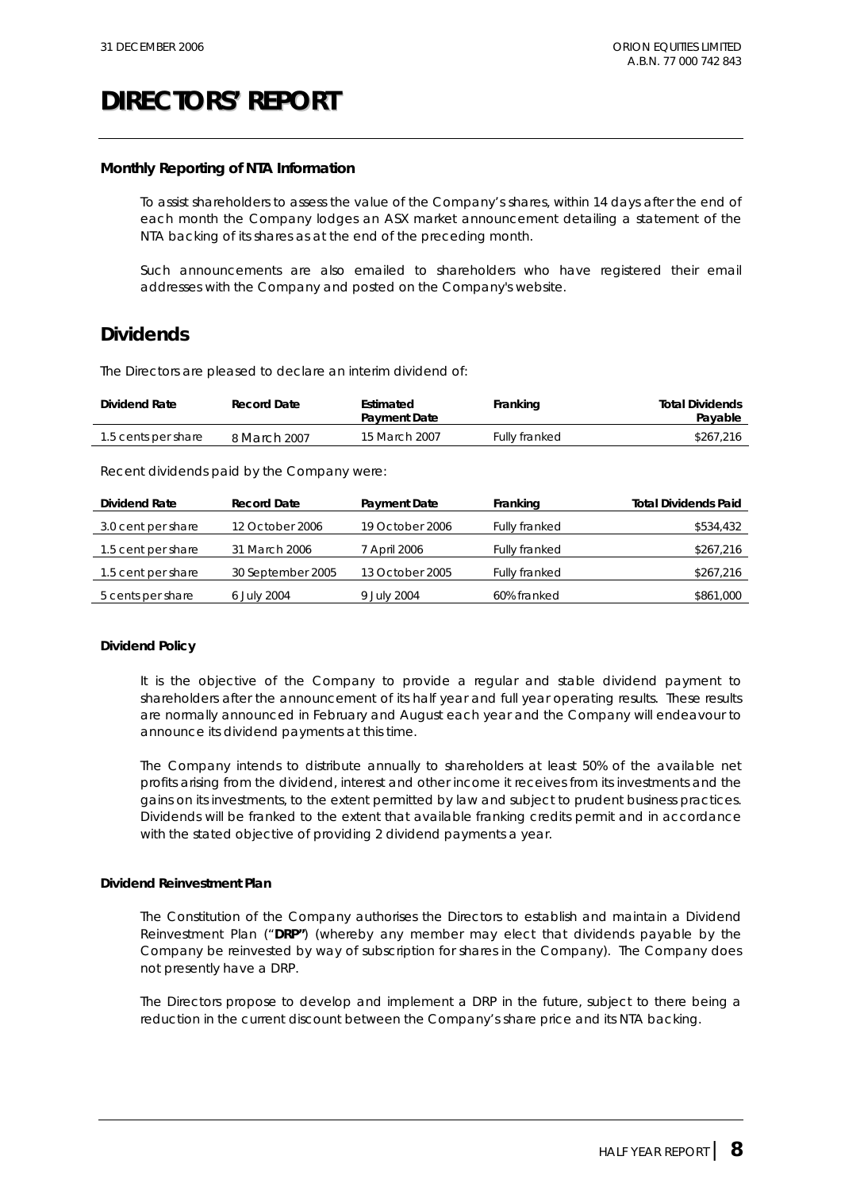# DIRECTORS' REPORT

**Monthly Reporting of NTA Information**

To assist shareholders to assess the value of the Company's shares, within 14 days after the end of each month the Company lodges an ASX market announcement detailing a statement of the NTA backing of its shares as at the end of the preceding month.

Such announcements are also emailed to shareholders who have registered their email addresses with the Company and posted on the Company's website.

## Dividends

The Directors are pleased to declare an interim dividend of:

| Dividend Rate | Record Date | Estimated Payment Date | Franking | Total Dividends Payable |
|---|---|---|---|---|
| 1.5 cents per share | 8 March 2007 | 15 March 2007 | Fully franked | $267,216 |

Recent dividends paid by the Company were:

| Dividend Rate | Record Date | Payment Date | Franking | Total Dividends Paid |
|---|---|---|---|---|
| 3.0 cent per share | 12 October 2006 | 19 October 2006 | Fully franked | $534,432 |
| 1.5 cent per share | 31 March 2006 | 7 April 2006 | Fully franked | $267,216 |
| 1.5 cent per share | 30 September 2005 | 13 October 2005 | Fully franked | $267,216 |
| 5 cents per share | 6 July 2004 | 9 July 2004 | 60% franked | $861,000 |

**Dividend Policy**

It is the objective of the Company to provide a regular and stable dividend payment to shareholders after the announcement of its half year and full year operating results. These results are normally announced in February and August each year and the Company will endeavour to announce its dividend payments at this time.

The Company intends to distribute annually to shareholders at least 50% of the available net profits arising from the dividend, interest and other income it receives from its investments and the gains on its investments, to the extent permitted by law and subject to prudent business practices. Dividends will be franked to the extent that available franking credits permit and in accordance with the stated objective of providing 2 dividend payments a year.

**Dividend Reinvestment Plan**

The Constitution of the Company authorises the Directors to establish and maintain a Dividend Reinvestment Plan ("**DRP**") (whereby any member may elect that dividends payable by the Company be reinvested by way of subscription for shares in the Company). The Company does not presently have a DRP.

The Directors propose to develop and implement a DRP in the future, subject to there being a reduction in the current discount between the Company's share price and its NTA backing.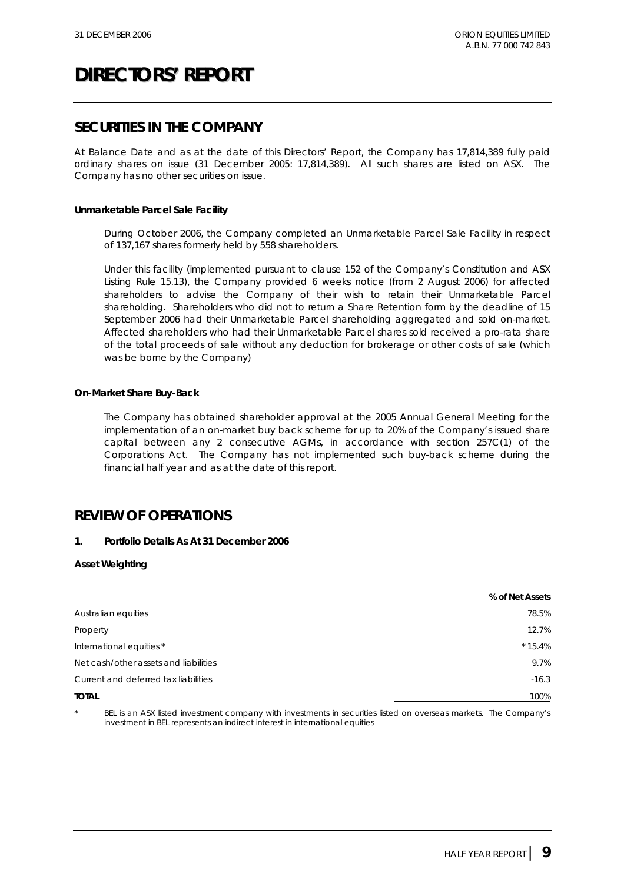# DIRECTORS' REPORT

## SECURITIES IN THE COMPANY

At Balance Date and as at the date of this Directors' Report, the Company has 17,814,389 fully paid ordinary shares on issue (31 December 2005: 17,814,389). All such shares are listed on ASX. The Company has no other securities on issue.

**Unmarketable Parcel Sale Facility**

During October 2006, the Company completed an Unmarketable Parcel Sale Facility in respect of 137,167 shares formerly held by 558 shareholders.

Under this facility (implemented pursuant to clause 152 of the Company's Constitution and ASX Listing Rule 15.13), the Company provided 6 weeks notice (from 2 August 2006) for affected shareholders to advise the Company of their wish to retain their Unmarketable Parcel shareholding. Shareholders who did not to return a Share Retention form by the deadline of 15 September 2006 had their Unmarketable Parcel shareholding aggregated and sold on-market. Affected shareholders who had their Unmarketable Parcel shares sold received a pro-rata share of the total proceeds of sale without any deduction for brokerage or other costs of sale (which was be borne by the Company)

**On-Market Share Buy-Back**

The Company has obtained shareholder approval at the 2005 Annual General Meeting for the implementation of an on-market buy back scheme for up to 20% of the Company's issued share capital between any 2 consecutive AGMs, in accordance with section 257C(1) of the Corporations Act. The Company has not implemented such buy-back scheme during the financial half year and as at the date of this report.

## REVIEW OF OPERATIONS

**1. Portfolio Details As At 31 December 2006**

**Asset Weighting**

| | % of Net Assets |
|---|---|
| Australian equities | 78.5% |
| Property | 12.7% |
| International equities * | * 15.4% |
| Net cash/other assets and liabilities | 9.7% |
| Current and deferred tax liabilities | -16.3 |
| **TOTAL** | 100% |

\* BEL is an ASX listed investment company with investments in securities listed on overseas markets. The Company's investment in BEL represents an indirect interest in international equities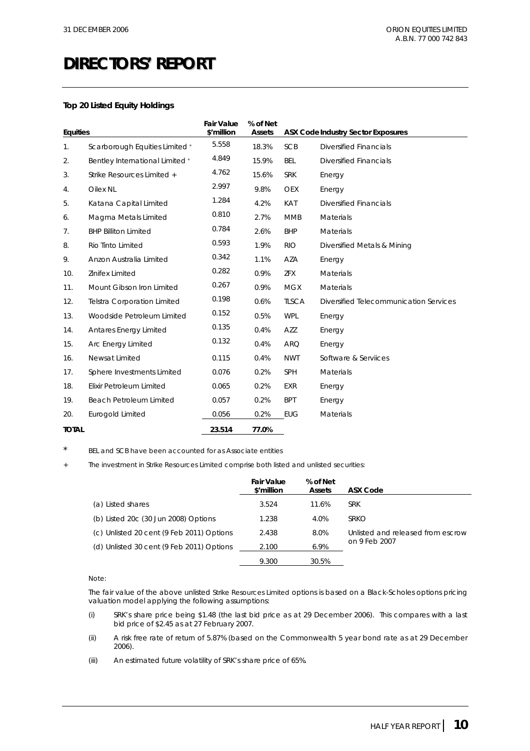# DIRECTORS' REPORT

**Top 20 Listed Equity Holdings**

| Equities | | Fair Value $'million | % of Net Assets | ASX Code | Industry Sector Exposures |
|---|---|---|---|---|---|
| 1. | Scarborough Equities Limited * | 5.558 | 18.3% | SCB | Diversified Financials |
| 2. | Bentley International Limited * | 4.849 | 15.9% | BEL | Diversified Financials |
| 3. | Strike Resources Limited + | 4.762 | 15.6% | SRK | Energy |
| 4. | Oilex NL | 2.997 | 9.8% | OEX | Energy |
| 5. | Katana Capital Limited | 1.284 | 4.2% | KAT | Diversified Financials |
| 6. | Magma Metals Limited | 0.810 | 2.7% | MMB | Materials |
| 7. | BHP Billiton Limited | 0.784 | 2.6% | BHP | Materials |
| 8. | Rio Tinto Limited | 0.593 | 1.9% | RIO | Diversified Metals & Mining |
| 9. | Anzon Australia Limited | 0.342 | 1.1% | AZA | Energy |
| 10. | Zinifex Limited | 0.282 | 0.9% | ZFX | Materials |
| 11. | Mount Gibson Iron Limited | 0.267 | 0.9% | MGX | Materials |
| 12. | Telstra Corporation Limited | 0.198 | 0.6% | TLSCA | Diversified Telecommunication Services |
| 13. | Woodside Petroleum Limited | 0.152 | 0.5% | WPL | Energy |
| 14. | Antares Energy Limited | 0.135 | 0.4% | AZZ | Energy |
| 15. | Arc Energy Limited | 0.132 | 0.4% | ARQ | Energy |
| 16. | Newsat Limited | 0.115 | 0.4% | NWT | Software & Serviices |
| 17. | Sphere Investments Limited | 0.076 | 0.2% | SPH | Materials |
| 18. | Elixir Petroleum Limited | 0.065 | 0.2% | EXR | Energy |
| 19. | Beach Petroleum Limited | 0.057 | 0.2% | BPT | Energy |
| 20. | Eurogold Limited | 0.056 | 0.2% | EUG | Materials |
| **TOTAL** | | **23.514** | **77.0%** | | |

\* BEL and SCB have been accounted for as Associate entities

\+ The investment in Strike Resources Limited comprise both listed and unlisted securities:

| | Fair Value $'million | % of Net Assets | ASX Code |
|---|---|---|---|
| (a) Listed shares | 3.524 | 11.6% | SRK |
| (b) Listed 20c (30 Jun 2008) Options | 1.238 | 4.0% | SRKO |
| (c) Unlisted 20 cent (9 Feb 2011) Options | 2.438 | 8.0% | Unlisted and released from escrow on 9 Feb 2007 |
| (d) Unlisted 30 cent (9 Feb 2011) Options | 2.100 | 6.9% | |
| | 9.300 | 30.5% | |

Note:

The fair value of the above unlisted Strike Resources Limited options is based on a Black-Scholes options pricing valuation model applying the following assumptions:

(i) SRK's share price being $1.48 (the last bid price as at 29 December 2006). This compares with a last bid price of $2.45 as at 27 February 2007.

(ii) A risk free rate of return of 5.87% (based on the Commonwealth 5 year bond rate as at 29 December 2006).

(iii) An estimated future volatility of SRK's share price of 65%.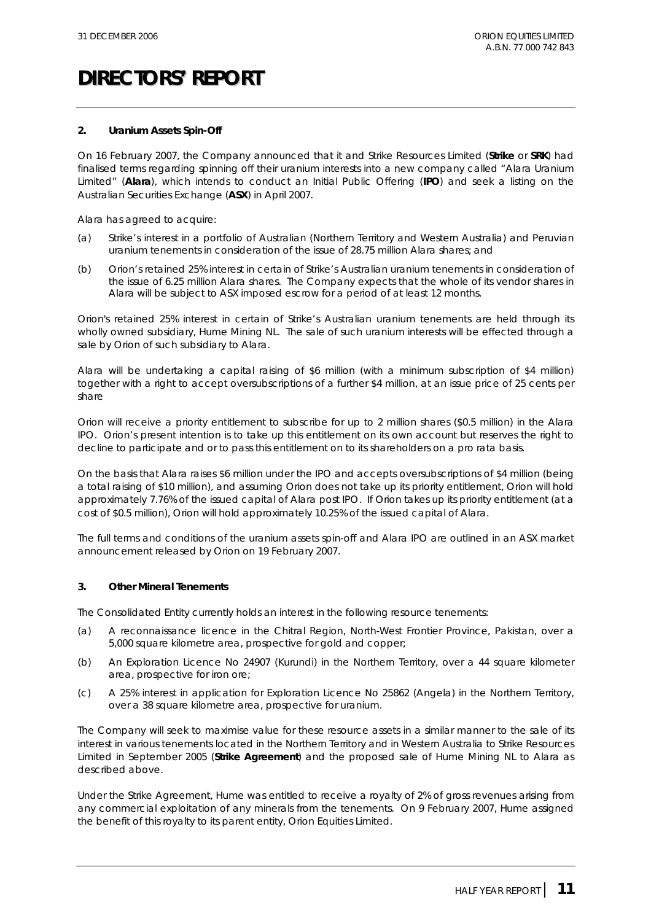# DIRECTORS' REPORT

**2. Uranium Assets Spin-Off**

On 16 February 2007, the Company announced that it and Strike Resources Limited (**Strike** or **SRK**) had finalised terms regarding spinning off their uranium interests into a new company called "Alara Uranium Limited" (**Alara**), which intends to conduct an Initial Public Offering (**IPO**) and seek a listing on the Australian Securities Exchange (**ASX**) in April 2007.

Alara has agreed to acquire:

(a) Strike's interest in a portfolio of Australian (Northern Territory and Western Australia) and Peruvian uranium tenements in consideration of the issue of 28.75 million Alara shares; and

(b) Orion's retained 25% interest in certain of Strike's Australian uranium tenements in consideration of the issue of 6.25 million Alara shares. The Company expects that the whole of its vendor shares in Alara will be subject to ASX imposed escrow for a period of at least 12 months.

Orion's retained 25% interest in certain of Strike's Australian uranium tenements are held through its wholly owned subsidiary, Hume Mining NL. The sale of such uranium interests will be effected through a sale by Orion of such subsidiary to Alara.

Alara will be undertaking a capital raising of $6 million (with a minimum subscription of $4 million) together with a right to accept oversubscriptions of a further $4 million, at an issue price of 25 cents per share

Orion will receive a priority entitlement to subscribe for up to 2 million shares ($0.5 million) in the Alara IPO. Orion's present intention is to take up this entitlement on its own account but reserves the right to decline to participate and or to pass this entitlement on to its shareholders on a pro rata basis.

On the basis that Alara raises $6 million under the IPO and accepts oversubscriptions of $4 million (being a total raising of $10 million), and assuming Orion does not take up its priority entitlement, Orion will hold approximately 7.76% of the issued capital of Alara post IPO. If Orion takes up its priority entitlement (at a cost of $0.5 million), Orion will hold approximately 10.25% of the issued capital of Alara.

The full terms and conditions of the uranium assets spin-off and Alara IPO are outlined in an ASX market announcement released by Orion on 19 February 2007.

**3. Other Mineral Tenements**

The Consolidated Entity currently holds an interest in the following resource tenements:

(a) A reconnaissance licence in the Chitral Region, North-West Frontier Province, Pakistan, over a 5,000 square kilometre area, prospective for gold and copper;

(b) An Exploration Licence No 24907 (Kurundi) in the Northern Territory, over a 44 square kilometer area, prospective for iron ore;

(c) A 25% interest in application for Exploration Licence No 25862 (Angela) in the Northern Territory, over a 38 square kilometre area, prospective for uranium.

The Company will seek to maximise value for these resource assets in a similar manner to the sale of its interest in various tenements located in the Northern Territory and in Western Australia to Strike Resources Limited in September 2005 (**Strike Agreement**) and the proposed sale of Hume Mining NL to Alara as described above.

Under the Strike Agreement, Hume was entitled to receive a royalty of 2% of gross revenues arising from any commercial exploitation of any minerals from the tenements. On 9 February 2007, Hume assigned the benefit of this royalty to its parent entity, Orion Equities Limited.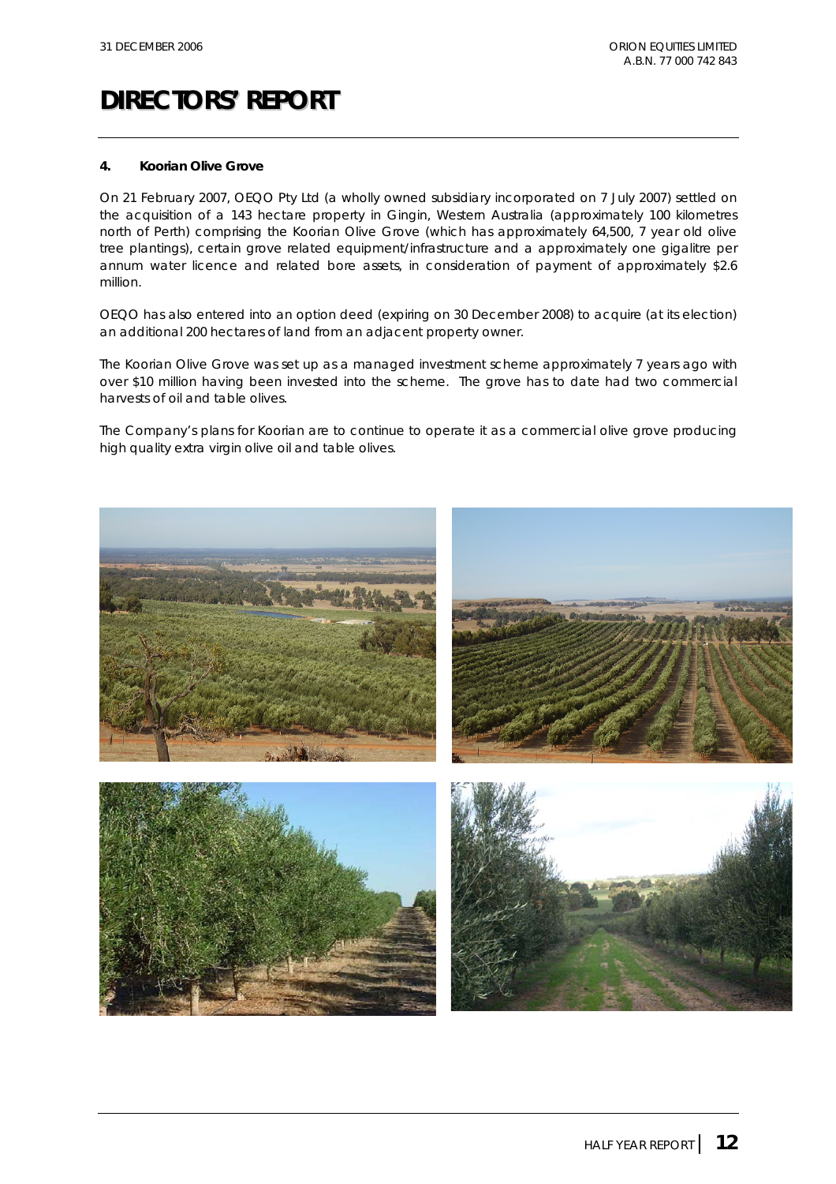# DIRECTORS' REPORT

**4. Koorian Olive Grove**

On 21 February 2007, OEQO Pty Ltd (a wholly owned subsidiary incorporated on 7 July 2007) settled on the acquisition of a 143 hectare property in Gingin, Western Australia (approximately 100 kilometres north of Perth) comprising the Koorian Olive Grove (which has approximately 64,500, 7 year old olive tree plantings), certain grove related equipment/infrastructure and a approximately one gigalitre per annum water licence and related bore assets, in consideration of payment of approximately $2.6 million.

OEQO has also entered into an option deed (expiring on 30 December 2008) to acquire (at its election) an additional 200 hectares of land from an adjacent property owner.

The Koorian Olive Grove was set up as a managed investment scheme approximately 7 years ago with over $10 million having been invested into the scheme. The grove has to date had two commercial harvests of oil and table olives.

The Company's plans for Koorian are to continue to operate it as a commercial olive grove producing high quality extra virgin olive oil and table olives.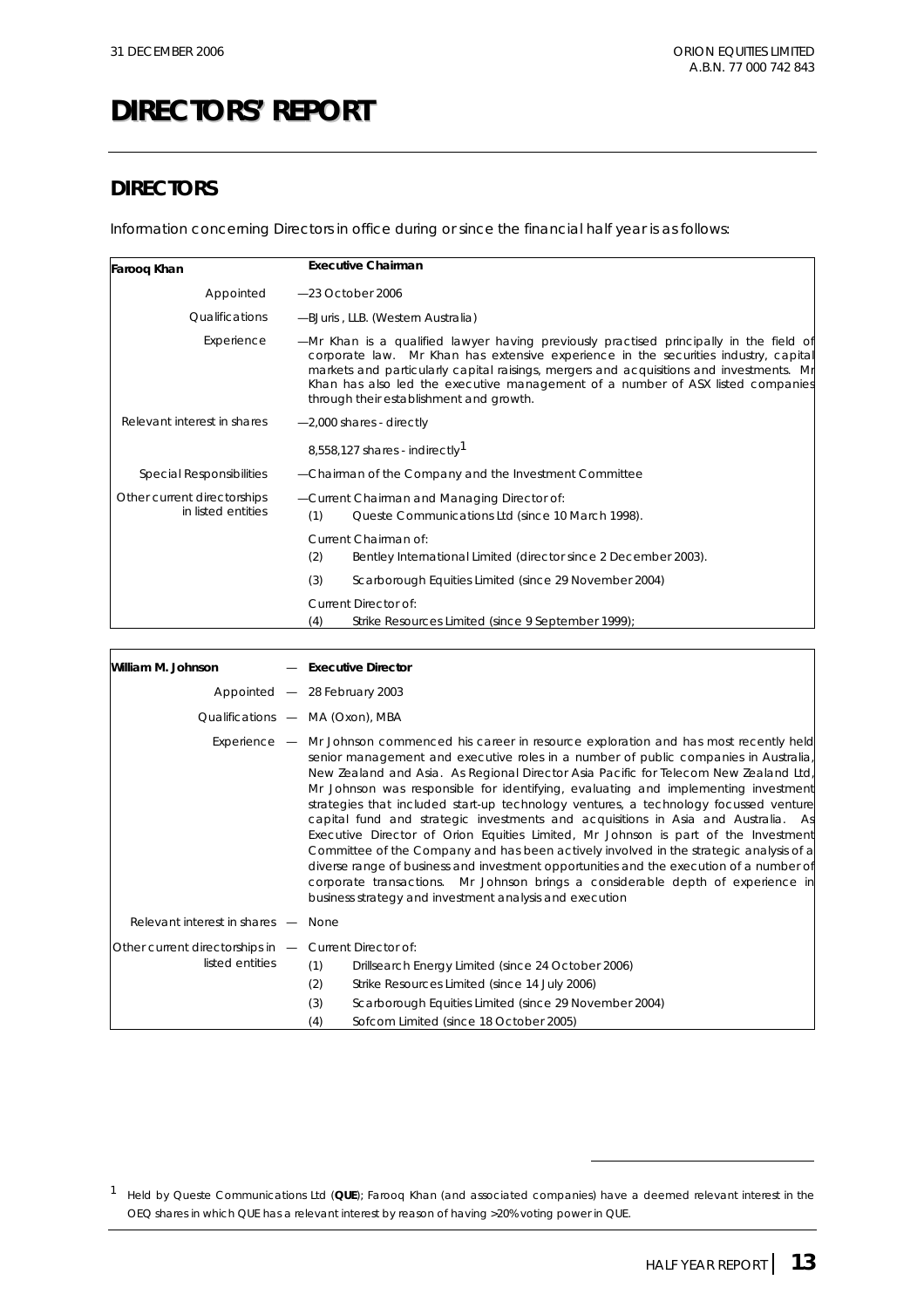# DIRECTORS' REPORT

## DIRECTORS

Information concerning Directors in office during or since the financial half year is as follows:

| **Farooq Khan** | **Executive Chairman** |
|---|---|
| Appointed | —23 October 2006 |
| Qualifications | —BJuris , LLB. (Western Australia) |
| Experience | —Mr Khan is a qualified lawyer having previously practised principally in the field of corporate law. Mr Khan has extensive experience in the securities industry, capital markets and particularly capital raisings, mergers and acquisitions and investments. Mr Khan has also led the executive management of a number of ASX listed companies through their establishment and growth. |
| Relevant interest in shares | —2,000 shares - directly<br>8,558,127 shares - indirectly[1] |
| Special Responsibilities | —Chairman of the Company and the Investment Committee |
| Other current directorships in listed entities | —Current Chairman and Managing Director of:<br>(1) Queste Communications Ltd (since 10 March 1998).<br>Current Chairman of:<br>(2) Bentley International Limited (director since 2 December 2003).<br>(3) Scarborough Equities Limited (since 29 November 2004)<br>Current Director of:<br>(4) Strike Resources Limited (since 9 September 1999); |

| **William M. Johnson** | — **Executive Director** |
|---|---|
| Appointed | — 28 February 2003 |
| Qualifications | — MA (Oxon), MBA |
| Experience | — Mr Johnson commenced his career in resource exploration and has most recently held senior management and executive roles in a number of public companies in Australia, New Zealand and Asia. As Regional Director Asia Pacific for Telecom New Zealand Ltd, Mr Johnson was responsible for identifying, evaluating and implementing investment strategies that included start-up technology ventures, a technology focussed venture capital fund and strategic investments and acquisitions in Asia and Australia. As Executive Director of Orion Equities Limited, Mr Johnson is part of the Investment Committee of the Company and has been actively involved in the strategic analysis of a diverse range of business and investment opportunities and the execution of a number of corporate transactions. Mr Johnson brings a considerable depth of experience in business strategy and investment analysis and execution |
| Relevant interest in shares | — None |
| Other current directorships in listed entities | — Current Director of:<br>(1) Drillsearch Energy Limited (since 24 October 2006)<br>(2) Strike Resources Limited (since 14 July 2006)<br>(3) Scarborough Equities Limited (since 29 November 2004)<br>(4) Sofcom Limited (since 18 October 2005) |

[1] Held by Queste Communications Ltd (**QUE**); Farooq Khan (and associated companies) have a deemed relevant interest in the OEQ shares in which QUE has a relevant interest by reason of having >20% voting power in QUE.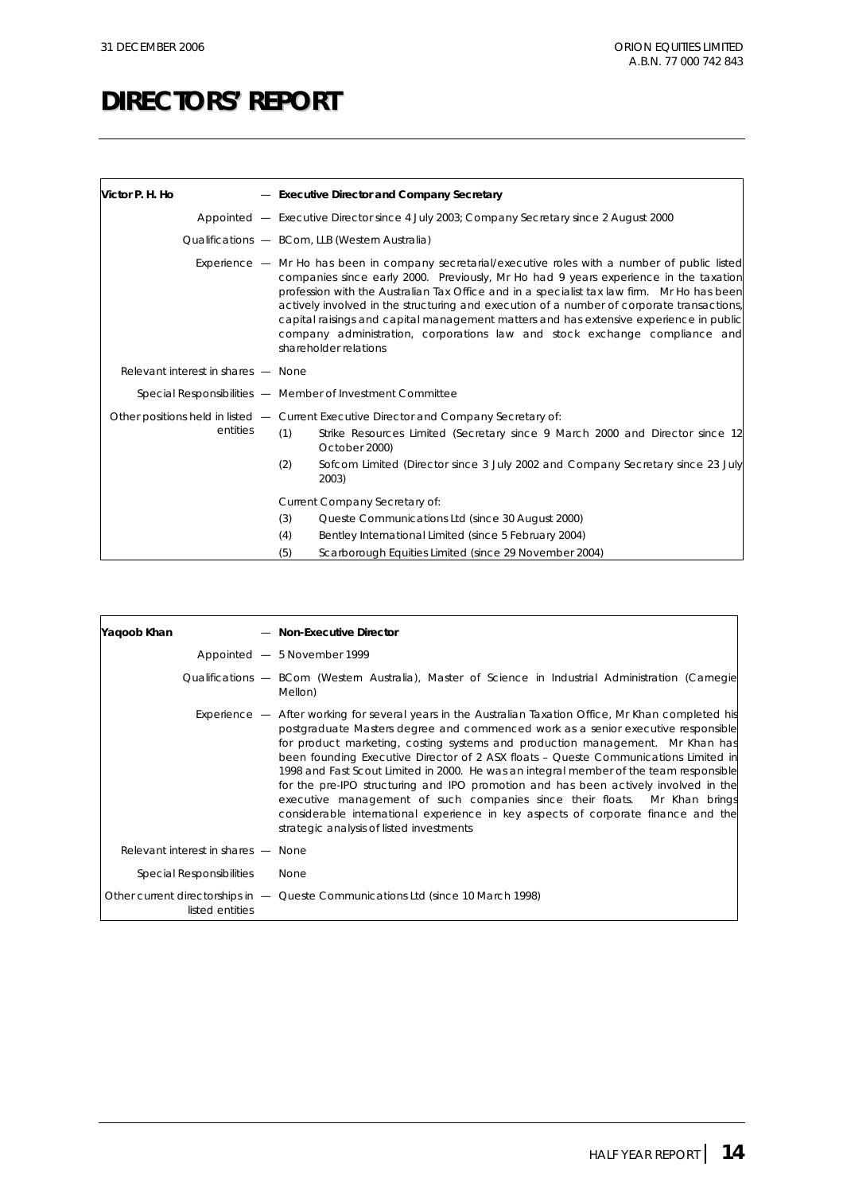# DIRECTORS' REPORT

| | | |
|---|---|---|
| **Victor P. H. Ho** | — | **Executive Director and Company Secretary** |
| Appointed | — | Executive Director since 4 July 2003; Company Secretary since 2 August 2000 |
| Qualifications | — | BCom, LLB (Western Australia) |
| Experience | — | Mr Ho has been in company secretarial/executive roles with a number of public listed companies since early 2000. Previously, Mr Ho had 9 years experience in the taxation profession with the Australian Tax Office and in a specialist tax law firm. Mr Ho has been actively involved in the structuring and execution of a number of corporate transactions, capital raisings and capital management matters and has extensive experience in public company administration, corporations law and stock exchange compliance and shareholder relations |
| Relevant interest in shares | — | None |
| Special Responsibilities | — | Member of Investment Committee |
| Other positions held in listed entities | — | Current Executive Director and Company Secretary of:<br>(1) Strike Resources Limited (Secretary since 9 March 2000 and Director since 12 October 2000)<br>(2) Sofcom Limited (Director since 3 July 2002 and Company Secretary since 23 July 2003)<br><br>Current Company Secretary of:<br>(3) Queste Communications Ltd (since 30 August 2000)<br>(4) Bentley International Limited (since 5 February 2004)<br>(5) Scarborough Equities Limited (since 29 November 2004) |

| | | |
|---|---|---|
| **Yaqoob Khan** | — | **Non-Executive Director** |
| Appointed | — | 5 November 1999 |
| Qualifications | — | BCom (Western Australia), Master of Science in Industrial Administration (Carnegie Mellon) |
| Experience | — | After working for several years in the Australian Taxation Office, Mr Khan completed his postgraduate Masters degree and commenced work as a senior executive responsible for product marketing, costing systems and production management. Mr Khan has been founding Executive Director of 2 ASX floats – Queste Communications Limited in 1998 and Fast Scout Limited in 2000. He was an integral member of the team responsible for the pre-IPO structuring and IPO promotion and has been actively involved in the executive management of such companies since their floats. Mr Khan brings considerable international experience in key aspects of corporate finance and the strategic analysis of listed investments |
| Relevant interest in shares | — | None |
| Special Responsibilities | | None |
| Other current directorships in listed entities | — | Queste Communications Ltd (since 10 March 1998) |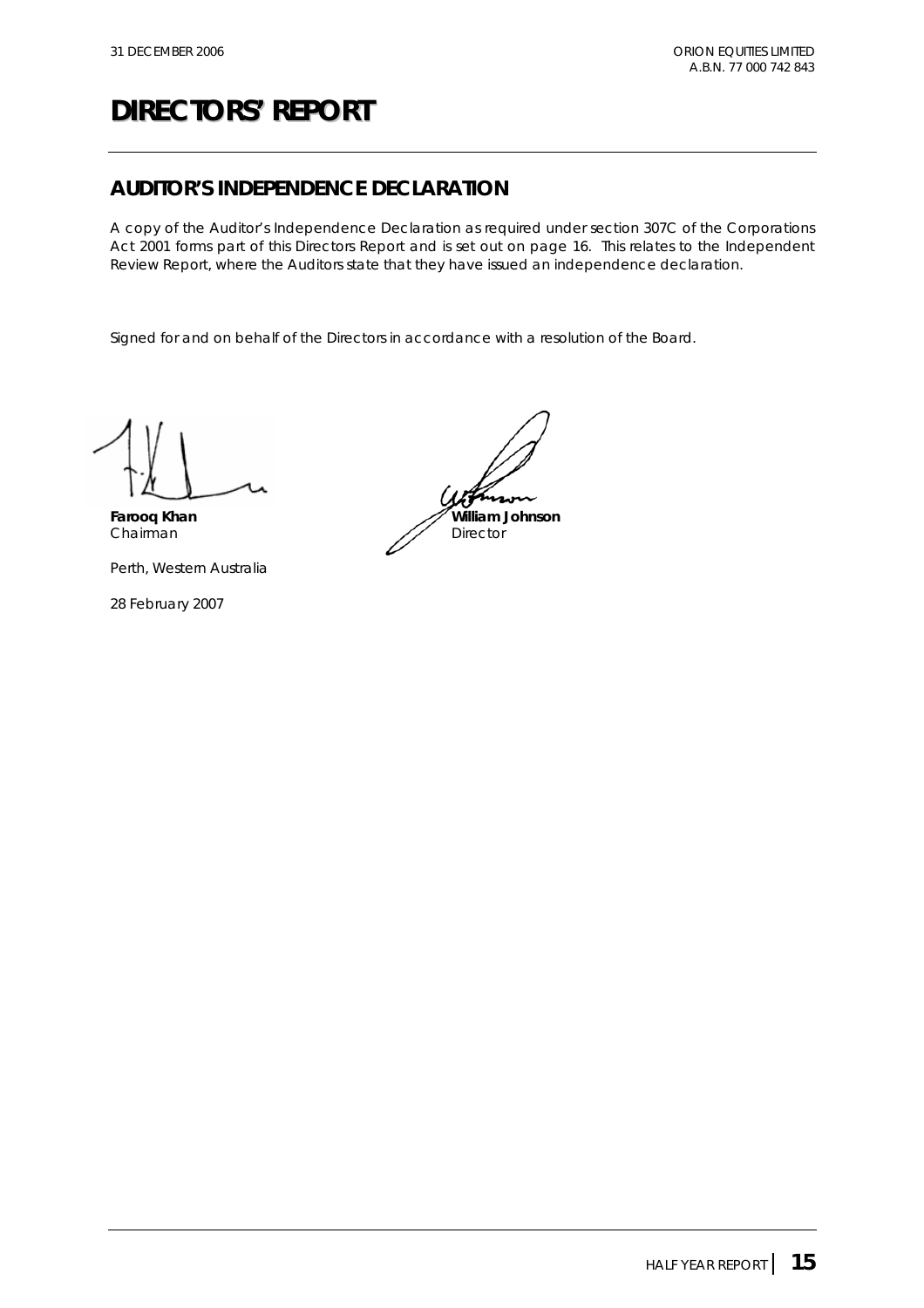# DIRECTORS' REPORT

## AUDITOR'S INDEPENDENCE DECLARATION

A copy of the Auditor's Independence Declaration as required under section 307C of the Corporations Act 2001 forms part of this Directors Report and is set out on page 16. This relates to the Independent Review Report, where the Auditors state that they have issued an independence declaration.

Signed for and on behalf of the Directors in accordance with a resolution of the Board.

**Farooq Khan**
Chairman

**William Johnson**
Director

Perth, Western Australia

28 February 2007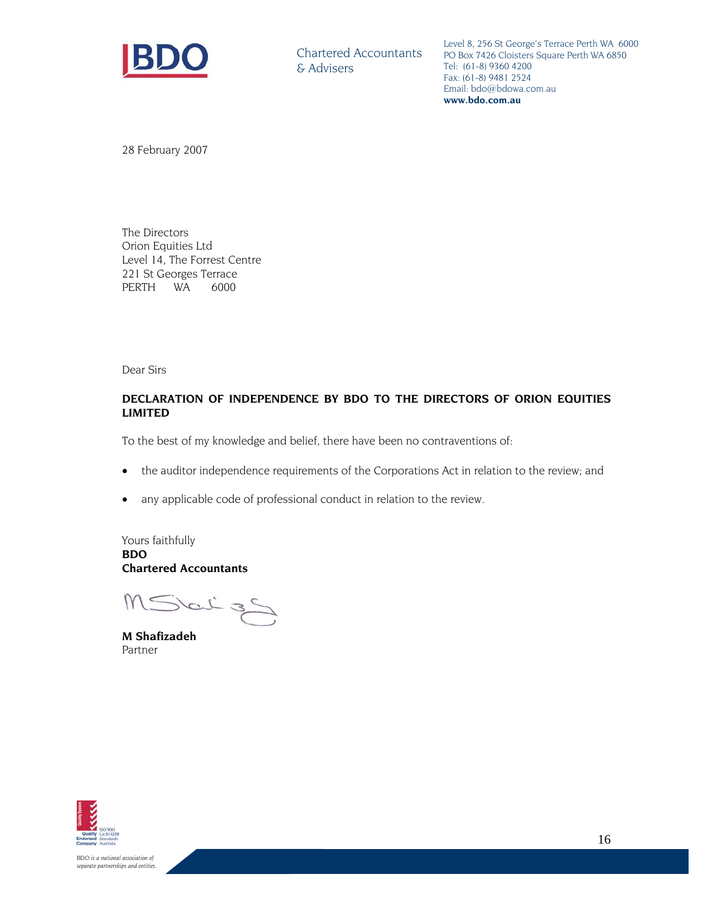**BDO**

Chartered Accountants
& Advisers

Level 8, 256 St George's Terrace Perth WA 6000
PO Box 7426 Cloisters Square Perth WA 6850
Tel: (61-8) 9360 4200
Fax: (61-8) 9481 2524
Email: bdo@bdowa.com.au
**www.bdo.com.au**

28 February 2007

The Directors
Orion Equities Ltd
Level 14, The Forrest Centre
221 St Georges Terrace
PERTH WA 6000

Dear Sirs

**DECLARATION OF INDEPENDENCE BY BDO TO THE DIRECTORS OF ORION EQUITIES LIMITED**

To the best of my knowledge and belief, there have been no contraventions of:

- the auditor independence requirements of the Corporations Act in relation to the review; and
- any applicable code of professional conduct in relation to the review.

Yours faithfully
**BDO**
**Chartered Accountants**

**M Shafizadeh**
Partner

Quality Endorsed Company ISO 9001 Lic 8142/08 Standards Australia

*BDO is a national association of separate partnerships and entities.*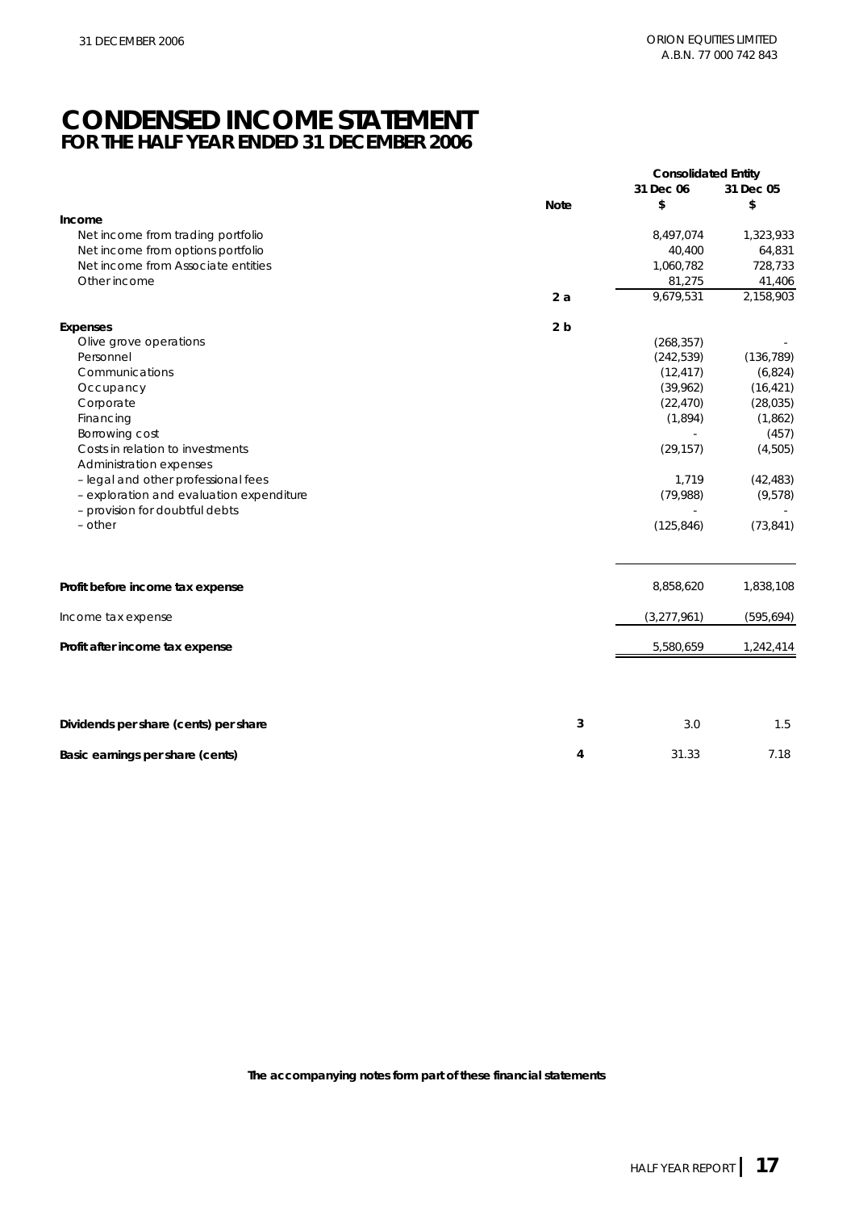ORION EQUITIES LIMITED
A.B.N. 77 000 742 843

# CONDENSED INCOME STATEMENT
## FOR THE HALF YEAR ENDED 31 DECEMBER 2006

| | Note | Consolidated Entity 31 Dec 06 $ | 31 Dec 05 $ |
|---|---|---|---|
| **Income** | | | |
| Net income from trading portfolio | | 8,497,074 | 1,323,933 |
| Net income from options portfolio | | 40,400 | 64,831 |
| Net income from Associate entities | | 1,060,782 | 728,733 |
| Other income | | 81,275 | 41,406 |
| | 2 a | 9,679,531 | 2,158,903 |
| **Expenses** | 2 b | | |
| Olive grove operations | | (268,357) | - |
| Personnel | | (242,539) | (136,789) |
| Communications | | (12,417) | (6,824) |
| Occupancy | | (39,962) | (16,421) |
| Corporate | | (22,470) | (28,035) |
| Financing | | (1,894) | (1,862) |
| Borrowing cost | | - | (457) |
| Costs in relation to investments | | (29,157) | (4,505) |
| Administration expenses | | | |
| – legal and other professional fees | | 1,719 | (42,483) |
| – exploration and evaluation expenditure | | (79,988) | (9,578) |
| – provision for doubtful debts | | - | - |
| – other | | (125,846) | (73,841) |
| **Profit before income tax expense** | | 8,858,620 | 1,838,108 |
| Income tax expense | | (3,277,961) | (595,694) |
| **Profit after income tax expense** | | 5,580,659 | 1,242,414 |
| **Dividends per share (cents) per share** | 3 | 3.0 | 1.5 |
| **Basic earnings per share (cents)** | 4 | 31.33 | 7.18 |

**The accompanying notes form part of these financial statements**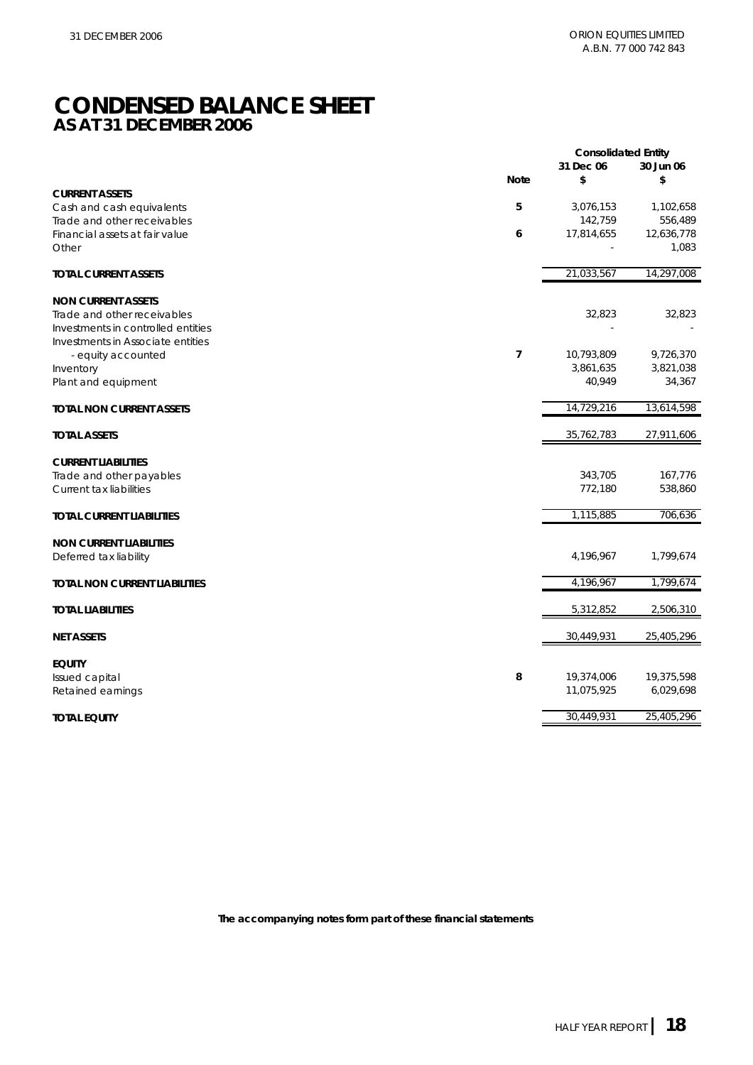# CONDENSED BALANCE SHEET
## AS AT 31 DECEMBER 2006

| | Note | Consolidated Entity 31 Dec 06 $ | 30 Jun 06 $ |
|---|---|---|---|
| **CURRENT ASSETS** | | | |
| Cash and cash equivalents | 5 | 3,076,153 | 1,102,658 |
| Trade and other receivables | | 142,759 | 556,489 |
| Financial assets at fair value | 6 | 17,814,655 | 12,636,778 |
| Other | | - | 1,083 |
| **TOTAL CURRENT ASSETS** | | 21,033,567 | 14,297,008 |
| **NON CURRENT ASSETS** | | | |
| Trade and other receivables | | 32,823 | 32,823 |
| Investments in controlled entities | | - | - |
| Investments in Associate entities | | | |
| - equity accounted | 7 | 10,793,809 | 9,726,370 |
| Inventory | | 3,861,635 | 3,821,038 |
| Plant and equipment | | 40,949 | 34,367 |
| **TOTAL NON CURRENT ASSETS** | | 14,729,216 | 13,614,598 |
| **TOTAL ASSETS** | | 35,762,783 | 27,911,606 |
| **CURRENT LIABILITIES** | | | |
| Trade and other payables | | 343,705 | 167,776 |
| Current tax liabilities | | 772,180 | 538,860 |
| **TOTAL CURRENT LIABILITIES** | | 1,115,885 | 706,636 |
| **NON CURRENT LIABILITIES** | | | |
| Deferred tax liability | | 4,196,967 | 1,799,674 |
| **TOTAL NON CURRENT LIABILITIES** | | 4,196,967 | 1,799,674 |
| **TOTAL LIABILITIES** | | 5,312,852 | 2,506,310 |
| **NET ASSETS** | | 30,449,931 | 25,405,296 |
| **EQUITY** | | | |
| Issued capital | 8 | 19,374,006 | 19,375,598 |
| Retained earnings | | 11,075,925 | 6,029,698 |
| **TOTAL EQUITY** | | 30,449,931 | 25,405,296 |

**The accompanying notes form part of these financial statements**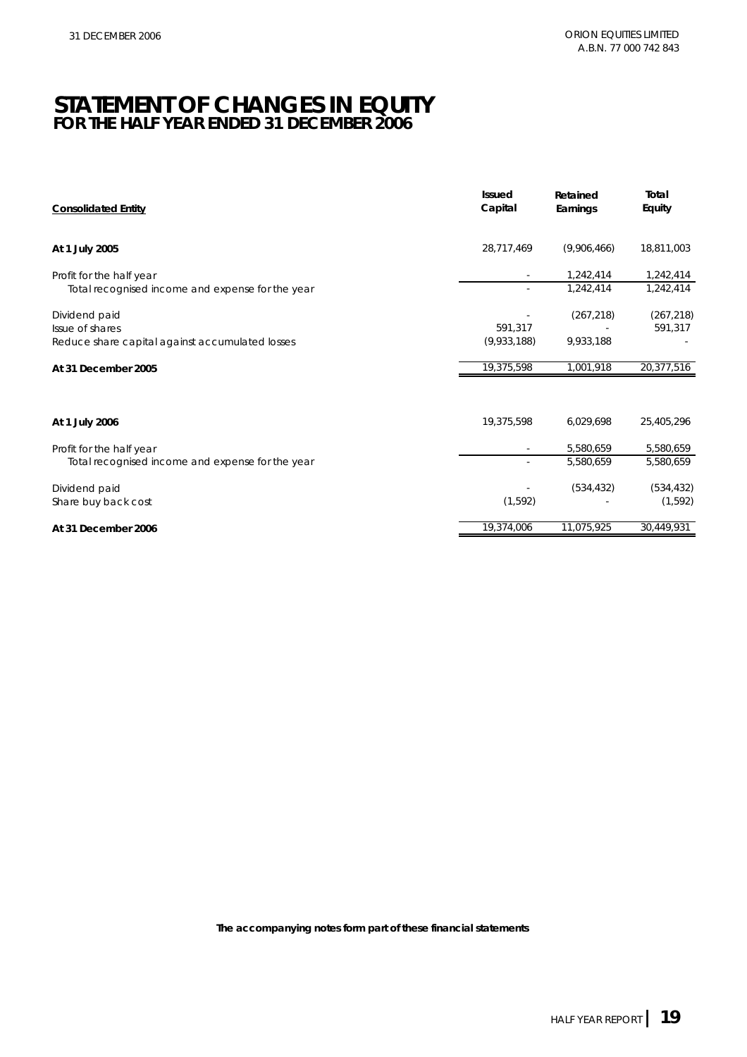# STATEMENT OF CHANGES IN EQUITY
## FOR THE HALF YEAR ENDED 31 DECEMBER 2006

| Consolidated Entity | Issued Capital | Retained Earnings | Total Equity |
|---|---|---|---|
| **At 1 July 2005** | 28,717,469 | (9,906,466) | 18,811,003 |
| Profit for the half year | - | 1,242,414 | 1,242,414 |
| Total recognised income and expense for the year | - | 1,242,414 | 1,242,414 |
| Dividend paid | - | (267,218) | (267,218) |
| Issue of shares | 591,317 | - | 591,317 |
| Reduce share capital against accumulated losses | (9,933,188) | 9,933,188 | - |
| **At 31 December 2005** | 19,375,598 | 1,001,918 | 20,377,516 |
| | | | |
| **At 1 July 2006** | 19,375,598 | 6,029,698 | 25,405,296 |
| Profit for the half year | - | 5,580,659 | 5,580,659 |
| Total recognised income and expense for the year | - | 5,580,659 | 5,580,659 |
| Dividend paid | - | (534,432) | (534,432) |
| Share buy back cost | (1,592) | - | (1,592) |
| **At 31 December 2006** | 19,374,006 | 11,075,925 | 30,449,931 |

**The accompanying notes form part of these financial statements**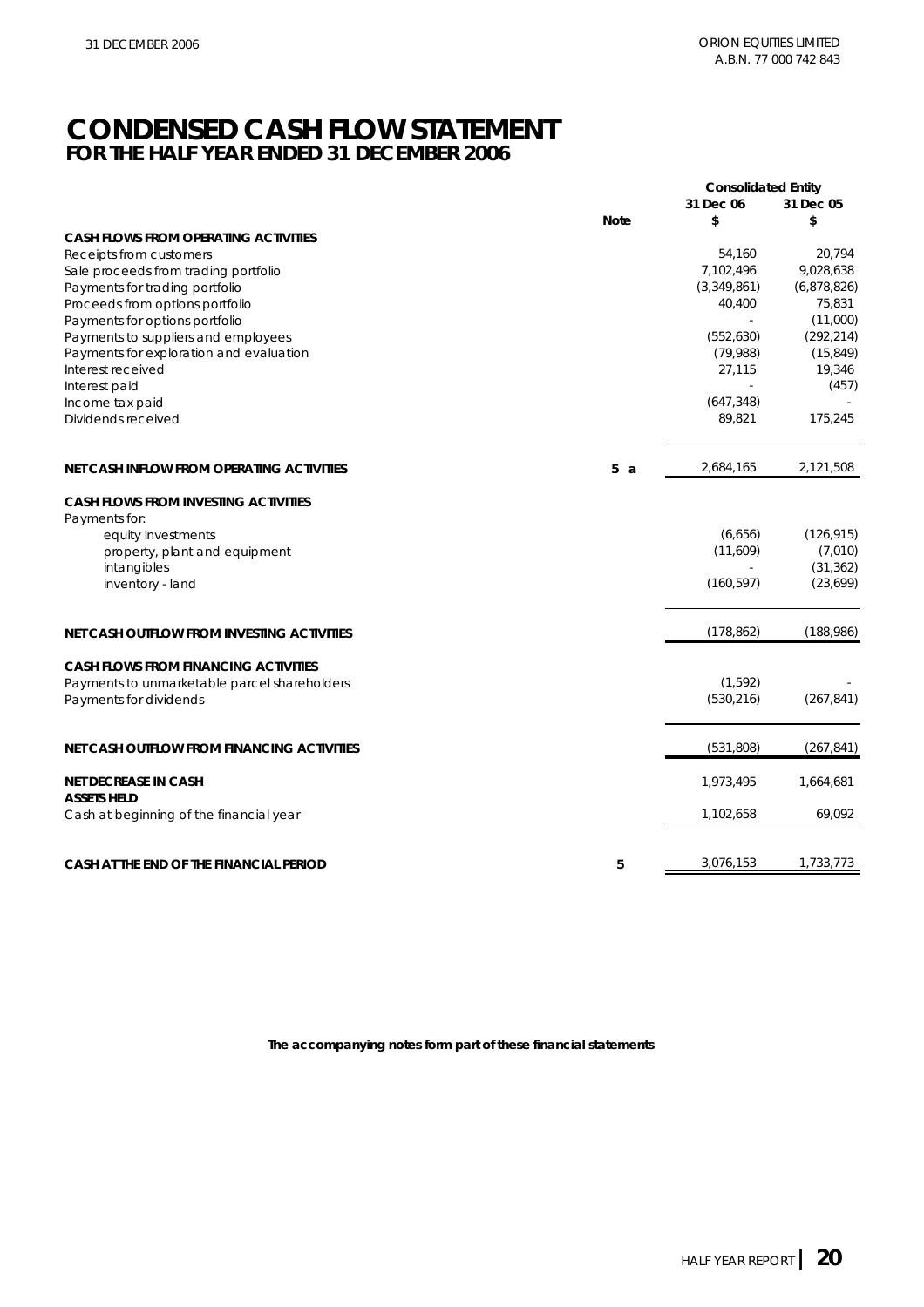# CONDENSED CASH FLOW STATEMENT
## FOR THE HALF YEAR ENDED 31 DECEMBER 2006

| | Note | Consolidated Entity | |
|---|---|---|---|
| | | 31 Dec 06 | 31 Dec 05 |
| | | $ | $ |
| **CASH FLOWS FROM OPERATING ACTIVITIES** | | | |
| Receipts from customers | | 54,160 | 20,794 |
| Sale proceeds from trading portfolio | | 7,102,496 | 9,028,638 |
| Payments for trading portfolio | | (3,349,861) | (6,878,826) |
| Proceeds from options portfolio | | 40,400 | 75,831 |
| Payments for options portfolio | | - | (11,000) |
| Payments to suppliers and employees | | (552,630) | (292,214) |
| Payments for exploration and evaluation | | (79,988) | (15,849) |
| Interest received | | 27,115 | 19,346 |
| Interest paid | | - | (457) |
| Income tax paid | | (647,348) | - |
| Dividends received | | 89,821 | 175,245 |
| **NET CASH INFLOW FROM OPERATING ACTIVITIES** | 5 a | 2,684,165 | 2,121,508 |
| **CASH FLOWS FROM INVESTING ACTIVITIES** | | | |
| Payments for: | | | |
| equity investments | | (6,656) | (126,915) |
| property, plant and equipment | | (11,609) | (7,010) |
| intangibles | | - | (31,362) |
| inventory - land | | (160,597) | (23,699) |
| **NET CASH OUTFLOW FROM INVESTING ACTIVITIES** | | (178,862) | (188,986) |
| **CASH FLOWS FROM FINANCING ACTIVITIES** | | | |
| Payments to unmarketable parcel shareholders | | (1,592) | - |
| Payments for dividends | | (530,216) | (267,841) |
| **NET CASH OUTFLOW FROM FINANCING ACTIVITIES** | | (531,808) | (267,841) |
| **NET DECREASE IN CASH ASSETS HELD** | | 1,973,495 | 1,664,681 |
| Cash at beginning of the financial year | | 1,102,658 | 69,092 |
| **CASH AT THE END OF THE FINANCIAL PERIOD** | 5 | 3,076,153 | 1,733,773 |

**The accompanying notes form part of these financial statements**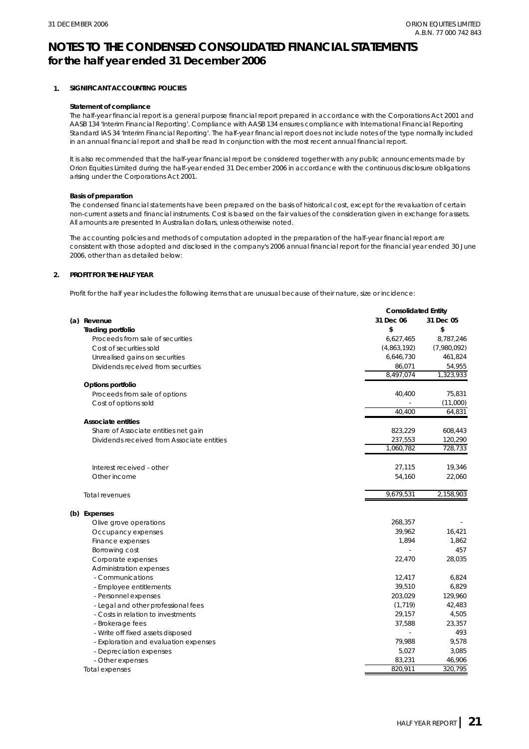# NOTES TO THE CONDENSED CONSOLIDATED FINANCIAL STATEMENTS
## for the half year ended 31 December 2006

### 1. SIGNIFICANT ACCOUNTING POLICIES

**Statement of compliance**

The half-year financial report is a general purpose financial report prepared in accordance with the Corporations Act 2001 and AASB 134 'Interim Financial Reporting'. Compliance with AASB 134 ensures compliance with International Financial Reporting Standard IAS 34 'Interim Financial Reporting'. The half-year financial report does not include notes of the type normally included in an annual financial report and shall be read In conjunction with the most recent annual financial report.

It is also recommended that the half-year financial report be considered together with any public announcements made by Orion Equities Limited during the half-year ended 31 December 2006 in accordance with the continuous disclosure obligations arising under the Corporations Act 2001.

**Basis of preparation**

The condensed financial statements have been prepared on the basis of historical cost, except for the revaluation of certain non-current assets and financial instruments. Cost is based on the fair values of the consideration given in exchange for assets. All amounts are presented In Australian dollars, unless otherwise noted.

The accounting policies and methods of computation adopted in the preparation of the half-year financial report are consistent with those adopted and disclosed in the company's 2006 annual financial report for the financial year ended 30 June 2006, other than as detailed below:

### 2. PROFIT FOR THE HALF YEAR

Profit for the half year includes the following items that are unusual because of their nature, size or incidence:

| | Consolidated Entity | |
|---|---|---|
| **(a) Revenue** | **31 Dec 06** | **31 Dec 05** |
| **Trading portfolio** | **$** | **$** |
| Proceeds from sale of securities | 6,627,465 | 8,787,246 |
| Cost of securities sold | (4,863,192) | (7,980,092) |
| Unrealised gains on securities | 6,646,730 | 461,824 |
| Dividends received from securities | 86,071 | 54,955 |
| | 8,497,074 | 1,323,933 |
| **Options portfolio** | | |
| Proceeds from sale of options | 40,400 | 75,831 |
| Cost of options sold | - | (11,000) |
| | 40,400 | 64,831 |
| **Associate entities** | | |
| Share of Associate entities net gain | 823,229 | 608,443 |
| Dividends received from Associate entities | 237,553 | 120,290 |
| | 1,060,782 | 728,733 |
| Interest received - other | 27,115 | 19,346 |
| Other income | 54,160 | 22,060 |
| Total revenues | 9,679,531 | 2,158,903 |
| **(b) Expenses** | | |
| Olive grove operations | 268,357 | - |
| Occupancy expenses | 39,962 | 16,421 |
| Finance expenses | 1,894 | 1,862 |
| Borrowing cost | - | 457 |
| Corporate expenses | 22,470 | 28,035 |
| Administration expenses | | |
| - Communications | 12,417 | 6,824 |
| - Employee entitlements | 39,510 | 6,829 |
| - Personnel expenses | 203,029 | 129,960 |
| - Legal and other professional fees | (1,719) | 42,483 |
| - Costs in relation to investments | 29,157 | 4,505 |
| - Brokerage fees | 37,588 | 23,357 |
| - Write off fixed assets disposed | - | 493 |
| - Exploration and evaluation expenses | 79,988 | 9,578 |
| - Depreciation expenses | 5,027 | 3,085 |
| - Other expenses | 83,231 | 46,906 |
| Total expenses | 820,911 | 320,795 |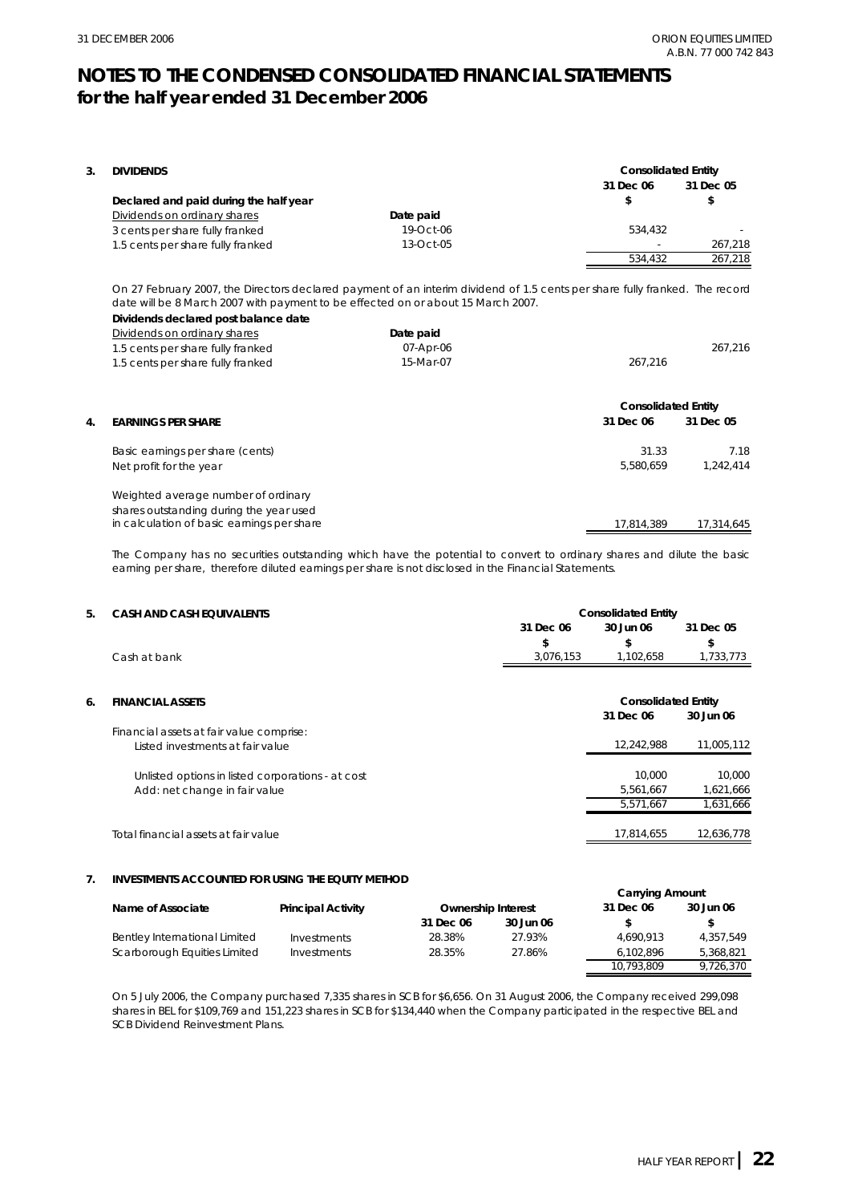# NOTES TO THE CONDENSED CONSOLIDATED FINANCIAL STATEMENTS
## for the half year ended 31 December 2006

### 3. DIVIDENDS

| | | Consolidated Entity | |
|---|---|---|---|
| | | 31 Dec 06 | 31 Dec 05 |
| **Declared and paid during the half year** | | $ | $ |
| Dividends on ordinary shares | Date paid | | |
| 3 cents per share fully franked | 19-Oct-06 | 534,432 | - |
| 1.5 cents per share fully franked | 13-Oct-05 | - | 267,218 |
| | | 534,432 | 267,218 |

On 27 February 2007, the Directors declared payment of an interim dividend of 1.5 cents per share fully franked. The record date will be 8 March 2007 with payment to be effected on or about 15 March 2007.

| **Dividends declared post balance date** | | | |
|---|---|---|---|
| Dividends on ordinary shares | Date paid | | |
| 1.5 cents per share fully franked | 07-Apr-06 | | 267,216 |
| 1.5 cents per share fully franked | 15-Mar-07 | 267,216 | |

### 4. EARNINGS PER SHARE

| | Consolidated Entity | |
|---|---|---|
| | 31 Dec 06 | 31 Dec 05 |
| Basic earnings per share (cents) | 31.33 | 7.18 |
| Net profit for the year | 5,580,659 | 1,242,414 |
| Weighted average number of ordinary shares outstanding during the year used in calculation of basic earnings per share | 17,814,389 | 17,314,645 |

The Company has no securities outstanding which have the potential to convert to ordinary shares and dilute the basic earning per share, therefore diluted earnings per share is not disclosed in the Financial Statements.

### 5. CASH AND CASH EQUIVALENTS

| | Consolidated Entity | | |
|---|---|---|---|
| | 31 Dec 06 | 30 Jun 06 | 31 Dec 05 |
| | $ | $ | $ |
| Cash at bank | 3,076,153 | 1,102,658 | 1,733,773 |

### 6. FINANCIAL ASSETS

| | Consolidated Entity | |
|---|---|---|
| | 31 Dec 06 | 30 Jun 06 |
| Financial assets at fair value comprise: | | |
| Listed investments at fair value | 12,242,988 | 11,005,112 |
| Unlisted options in listed corporations - at cost | 10,000 | 10,000 |
| Add: net change in fair value | 5,561,667 | 1,621,666 |
| | 5,571,667 | 1,631,666 |
| Total financial assets at fair value | 17,814,655 | 12,636,778 |

### 7. INVESTMENTS ACCOUNTED FOR USING THE EQUITY METHOD

| Name of Associate | Principal Activity | Ownership Interest | | Carrying Amount | |
|---|---|---|---|---|---|
| | | 31 Dec 06 | 30 Jun 06 | 31 Dec 06 | 30 Jun 06 |
| | | | | $ | $ |
| Bentley International Limited | Investments | 28.38% | 27.93% | 4,690,913 | 4,357,549 |
| Scarborough Equities Limited | Investments | 28.35% | 27.86% | 6,102,896 | 5,368,821 |
| | | | | 10,793,809 | 9,726,370 |

On 5 July 2006, the Company purchased 7,335 shares in SCB for $6,656. On 31 August 2006, the Company received 299,098 shares in BEL for $109,769 and 151,223 shares in SCB for $134,440 when the Company participated in the respective BEL and SCB Dividend Reinvestment Plans.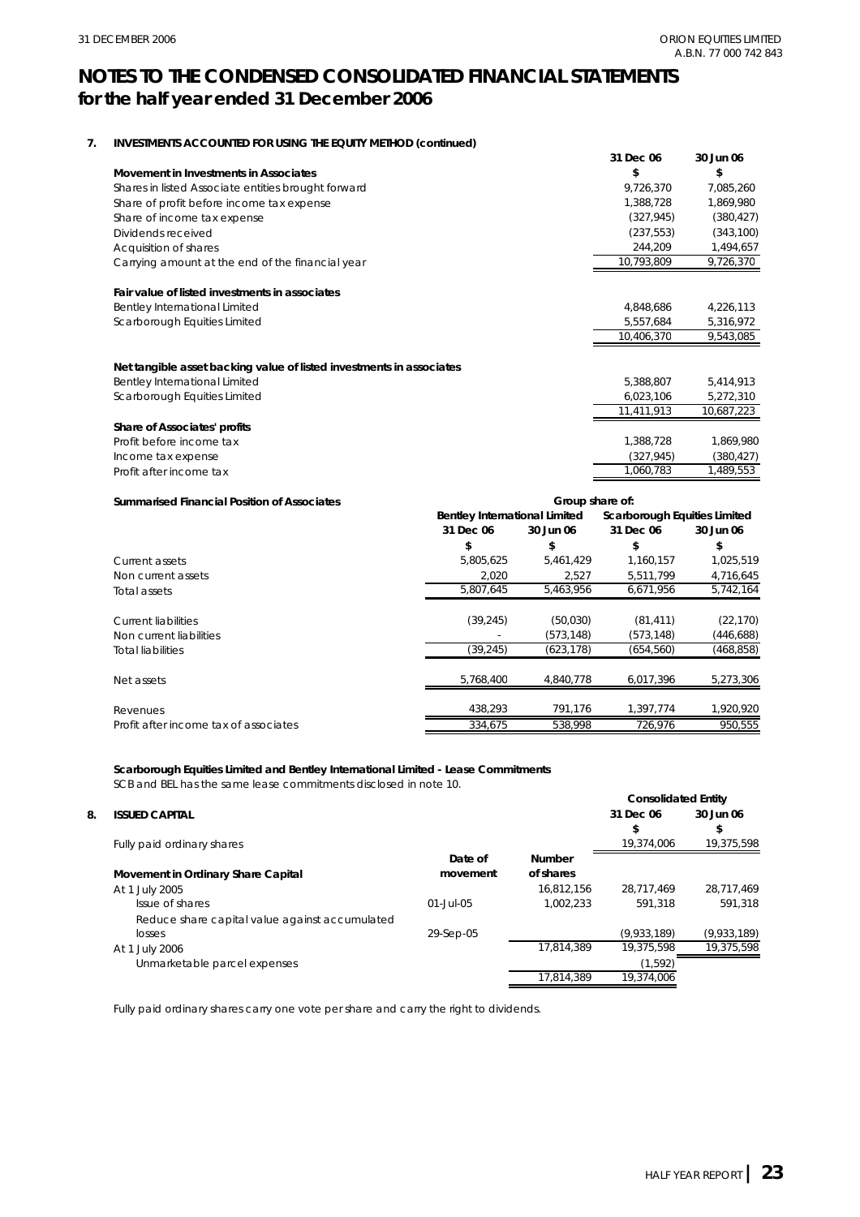# NOTES TO THE CONDENSED CONSOLIDATED FINANCIAL STATEMENTS
## for the half year ended 31 December 2006

**7. INVESTMENTS ACCOUNTED FOR USING THE EQUITY METHOD (continued)**

| | 31 Dec 06 | 30 Jun 06 |
|---|---|---|
| **Movement in Investments in Associates** | **$** | **$** |
| Shares in listed Associate entities brought forward | 9,726,370 | 7,085,260 |
| Share of profit before income tax expense | 1,388,728 | 1,869,980 |
| Share of income tax expense | (327,945) | (380,427) |
| Dividends received | (237,553) | (343,100) |
| Acquisition of shares | 244,209 | 1,494,657 |
| Carrying amount at the end of the financial year | 10,793,809 | 9,726,370 |
| | | |
| **Fair value of listed investments in associates** | | |
| Bentley International Limited | 4,848,686 | 4,226,113 |
| Scarborough Equities Limited | 5,557,684 | 5,316,972 |
| | 10,406,370 | 9,543,085 |
| | | |
| **Net tangible asset backing value of listed investments in associates** | | |
| Bentley International Limited | 5,388,807 | 5,414,913 |
| Scarborough Equities Limited | 6,023,106 | 5,272,310 |
| | 11,411,913 | 10,687,223 |
| **Share of Associates' profits** | | |
| Profit before income tax | 1,388,728 | 1,869,980 |
| Income tax expense | (327,945) | (380,427) |
| Profit after income tax | 1,060,783 | 1,489,553 |

| **Summarised Financial Position of Associates** | **Group share of:** | | | |
|---|---|---|---|---|
| | **Bentley International Limited** | | **Scarborough Equities Limited** | |
| | **31 Dec 06** | **30 Jun 06** | **31 Dec 06** | **30 Jun 06** |
| | **$** | **$** | **$** | **$** |
| Current assets | 5,805,625 | 5,461,429 | 1,160,157 | 1,025,519 |
| Non current assets | 2,020 | 2,527 | 5,511,799 | 4,716,645 |
| Total assets | 5,807,645 | 5,463,956 | 6,671,956 | 5,742,164 |
| | | | | |
| Current liabilities | (39,245) | (50,030) | (81,411) | (22,170) |
| Non current liabilities | - | (573,148) | (573,148) | (446,688) |
| Total liabilities | (39,245) | (623,178) | (654,560) | (468,858) |
| | | | | |
| Net assets | 5,768,400 | 4,840,778 | 6,017,396 | 5,273,306 |
| | | | | |
| Revenues | 438,293 | 791,176 | 1,397,774 | 1,920,920 |
| Profit after income tax of associates | 334,675 | 538,998 | 726,976 | 950,555 |

**Scarborough Equities Limited and Bentley International Limited - Lease Commitments**

SCB and BEL has the same lease commitments disclosed in note 10.

**8. ISSUED CAPITAL**

| | | | **Consolidated Entity** | |
|---|---|---|---|---|
| | | | **31 Dec 06** | **30 Jun 06** |
| | | | **$** | **$** |
| Fully paid ordinary shares | | | 19,374,006 | 19,375,598 |
| **Movement in Ordinary Share Capital** | **Date of movement** | **Number of shares** | | |
| At 1 July 2005 | | 16,812,156 | 28,717,469 | 28,717,469 |
| Issue of shares | 01-Jul-05 | 1,002,233 | 591,318 | 591,318 |
| Reduce share capital value against accumulated losses | 29-Sep-05 | | (9,933,189) | (9,933,189) |
| At 1 July 2006 | | 17,814,389 | 19,375,598 | 19,375,598 |
| Unmarketable parcel expenses | | | (1,592) | |
| | | 17,814,389 | 19,374,006 | |

Fully paid ordinary shares carry one vote per share and carry the right to dividends.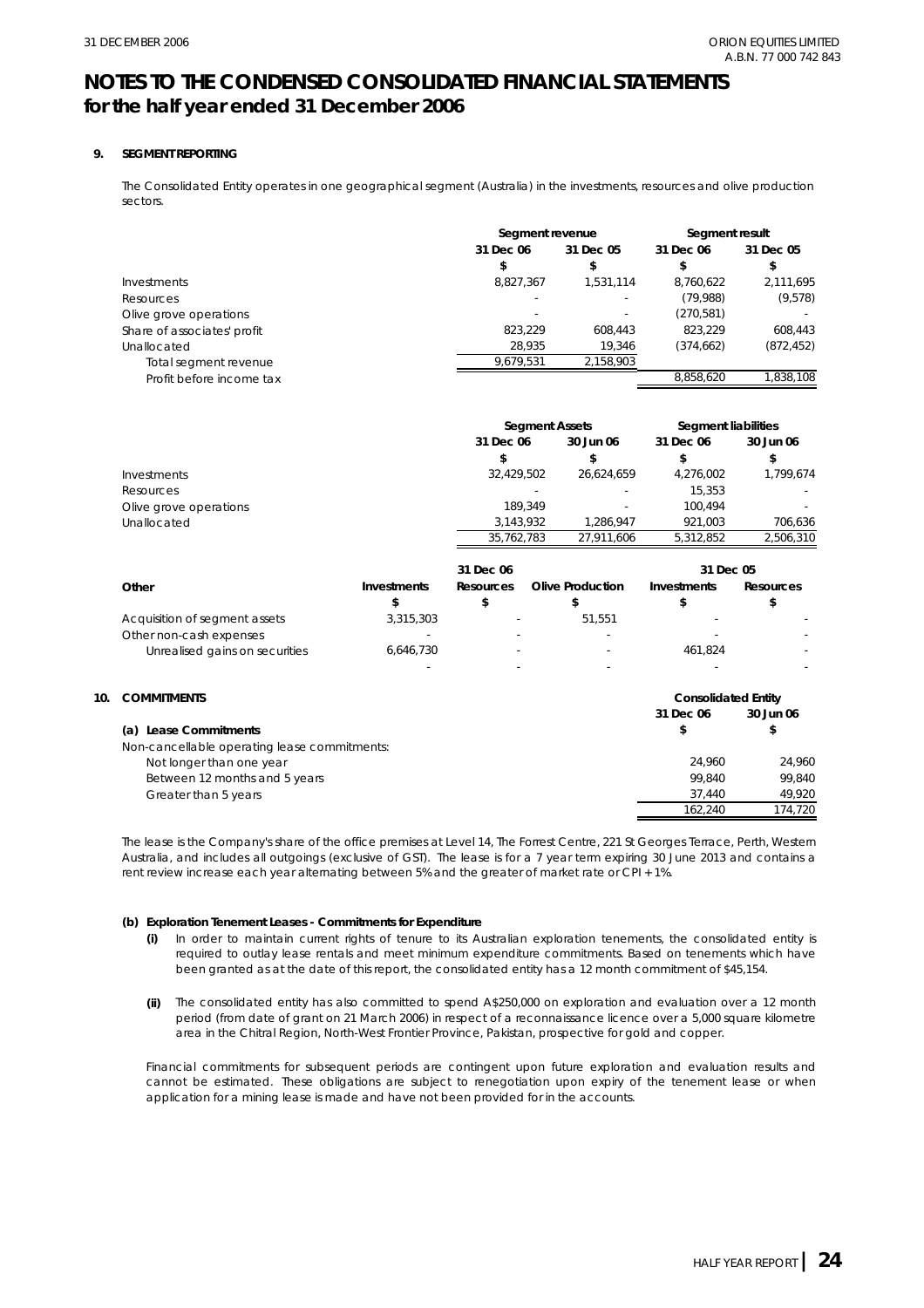# NOTES TO THE CONDENSED CONSOLIDATED FINANCIAL STATEMENTS
## for the half year ended 31 December 2006

### 9. SEGMENT REPORTING

The Consolidated Entity operates in one geographical segment (Australia) in the investments, resources and olive production sectors.

| | Segment revenue | | Segment result | |
|---|---|---|---|---|
| | 31 Dec 06 | 31 Dec 05 | 31 Dec 06 | 31 Dec 05 |
| | $ | $ | $ | $ |
| Investments | 8,827,367 | 1,531,114 | 8,760,622 | 2,111,695 |
| Resources | - | - | (79,988) | (9,578) |
| Olive grove operations | - | - | (270,581) | - |
| Share of associates' profit | 823,229 | 608,443 | 823,229 | 608,443 |
| Unallocated | 28,935 | 19,346 | (374,662) | (872,452) |
| Total segment revenue | 9,679,531 | 2,158,903 | | |
| Profit before income tax | | | 8,858,620 | 1,838,108 |

| | Segment Assets | | Segment liabilities | |
|---|---|---|---|---|
| | 31 Dec 06 | 30 Jun 06 | 31 Dec 06 | 30 Jun 06 |
| | $ | $ | $ | $ |
| Investments | 32,429,502 | 26,624,659 | 4,276,002 | 1,799,674 |
| Resources | - | - | 15,353 | - |
| Olive grove operations | 189,349 | - | 100,494 | - |
| Unallocated | 3,143,932 | 1,286,947 | 921,003 | 706,636 |
| | 35,762,783 | 27,911,606 | 5,312,852 | 2,506,310 |

| | 31 Dec 06 | | | 31 Dec 05 | |
|---|---|---|---|---|---|
| Other | Investments | Resources | Olive Production | Investments | Resources |
| | $ | $ | $ | $ | $ |
| Acquisition of segment assets | 3,315,303 | - | 51,551 | - | - |
| Other non-cash expenses | - | - | - | - | - |
| Unrealised gains on securities | 6,646,730 | - | - | 461,824 | - |
| | - | - | - | - | - |

### 10. COMMITMENTS

| | Consolidated Entity | |
|---|---|---|
| | 31 Dec 06 | 30 Jun 06 |
| **(a) Lease Commitments** | $ | $ |
| Non-cancellable operating lease commitments: | | |
| Not longer than one year | 24,960 | 24,960 |
| Between 12 months and 5 years | 99,840 | 99,840 |
| Greater than 5 years | 37,440 | 49,920 |
| | 162,240 | 174,720 |

The lease is the Company's share of the office premises at Level 14, The Forrest Centre, 221 St Georges Terrace, Perth, Western Australia, and includes all outgoings (exclusive of GST). The lease is for a 7 year term expiring 30 June 2013 and contains a rent review increase each year alternating between 5% and the greater of market rate or CPI + 1%.

**(b) Exploration Tenement Leases - Commitments for Expenditure**

**(i)** In order to maintain current rights of tenure to its Australian exploration tenements, the consolidated entity is required to outlay lease rentals and meet minimum expenditure commitments. Based on tenements which have been granted as at the date of this report, the consolidated entity has a 12 month commitment of $45,154.

**(ii)** The consolidated entity has also committed to spend A$250,000 on exploration and evaluation over a 12 month period (from date of grant on 21 March 2006) in respect of a reconnaissance licence over a 5,000 square kilometre area in the Chitral Region, North-West Frontier Province, Pakistan, prospective for gold and copper.

Financial commitments for subsequent periods are contingent upon future exploration and evaluation results and cannot be estimated. These obligations are subject to renegotiation upon expiry of the tenement lease or when application for a mining lease is made and have not been provided for in the accounts.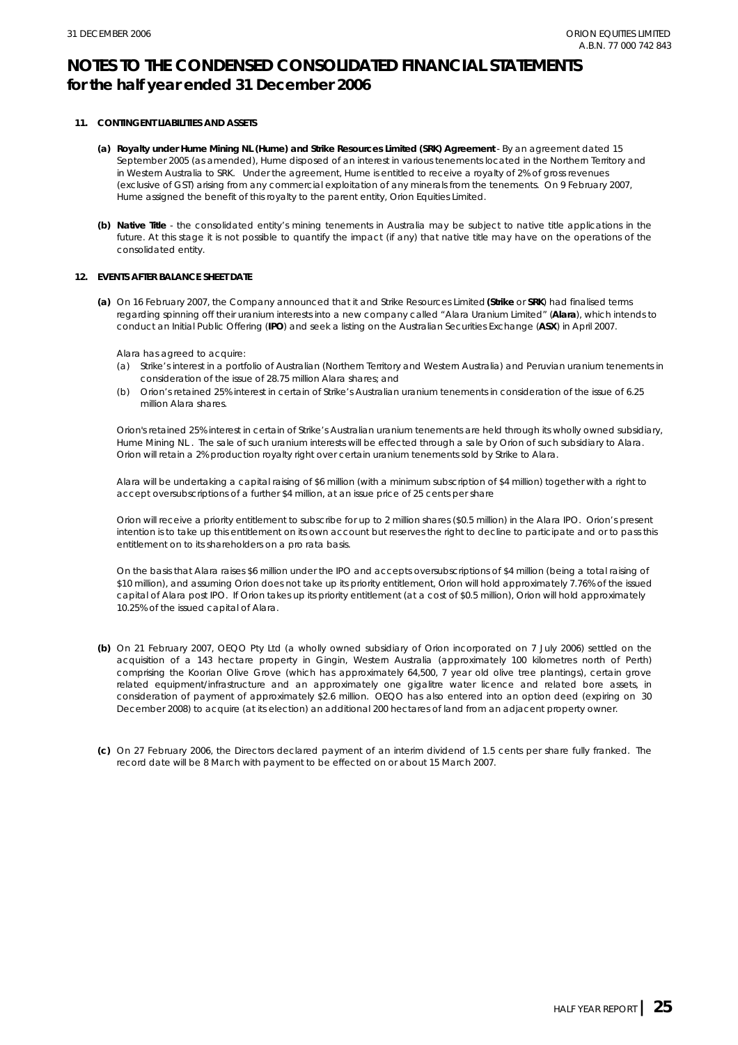# NOTES TO THE CONDENSED CONSOLIDATED FINANCIAL STATEMENTS
## for the half year ended 31 December 2006

### 11. CONTINGENT LIABILITIES AND ASSETS

**(a) Royalty under Hume Mining NL (Hume) and Strike Resources Limited (SRK) Agreement** - By an agreement dated 15 September 2005 (as amended), Hume disposed of an interest in various tenements located in the Northern Territory and in Western Australia to SRK. Under the agreement, Hume is entitled to receive a royalty of 2% of gross revenues (exclusive of GST) arising from any commercial exploitation of any minerals from the tenements. On 9 February 2007, Hume assigned the benefit of this royalty to the parent entity, Orion Equities Limited.

**(b) Native Title** - the consolidated entity's mining tenements in Australia may be subject to native title applications in the future. At this stage it is not possible to quantify the impact (if any) that native title may have on the operations of the consolidated entity.

### 12. EVENTS AFTER BALANCE SHEET DATE

**(a)** On 16 February 2007, the Company announced that it and Strike Resources Limited **(Strike** or **SRK**) had finalised terms regarding spinning off their uranium interests into a new company called "Alara Uranium Limited" (**Alara**), which intends to conduct an Initial Public Offering (**IPO**) and seek a listing on the Australian Securities Exchange (**ASX**) in April 2007.

Alara has agreed to acquire:

(a) Strike's interest in a portfolio of Australian (Northern Territory and Western Australia) and Peruvian uranium tenements in consideration of the issue of 28.75 million Alara shares; and

(b) Orion's retained 25% interest in certain of Strike's Australian uranium tenements in consideration of the issue of 6.25 million Alara shares.

Orion's retained 25% interest in certain of Strike's Australian uranium tenements are held through its wholly owned subsidiary, Hume Mining NL . The sale of such uranium interests will be effected through a sale by Orion of such subsidiary to Alara. Orion will retain a 2% production royalty right over certain uranium tenements sold by Strike to Alara.

Alara will be undertaking a capital raising of $6 million (with a minimum subscription of $4 million) together with a right to accept oversubscriptions of a further $4 million, at an issue price of 25 cents per share

Orion will receive a priority entitlement to subscribe for up to 2 million shares ($0.5 million) in the Alara IPO. Orion's present intention is to take up this entitlement on its own account but reserves the right to decline to participate and or to pass this entitlement on to its shareholders on a pro rata basis.

On the basis that Alara raises $6 million under the IPO and accepts oversubscriptions of $4 million (being a total raising of $10 million), and assuming Orion does not take up its priority entitlement, Orion will hold approximately 7.76% of the issued capital of Alara post IPO. If Orion takes up its priority entitlement (at a cost of $0.5 million), Orion will hold approximately 10.25% of the issued capital of Alara.

**(b)** On 21 February 2007, OEQO Pty Ltd (a wholly owned subsidiary of Orion incorporated on 7 July 2006) settled on the acquisition of a 143 hectare property in Gingin, Western Australia (approximately 100 kilometres north of Perth) comprising the Koorian Olive Grove (which has approximately 64,500, 7 year old olive tree plantings), certain grove related equipment/infrastructure and an approximately one gigalitre water licence and related bore assets, in consideration of payment of approximately $2.6 million. OEQO has also entered into an option deed (expiring on 30 December 2008) to acquire (at its election) an additional 200 hectares of land from an adjacent property owner.

**(c)** On 27 February 2006, the Directors declared payment of an interim dividend of 1.5 cents per share fully franked. The record date will be 8 March with payment to be effected on or about 15 March 2007.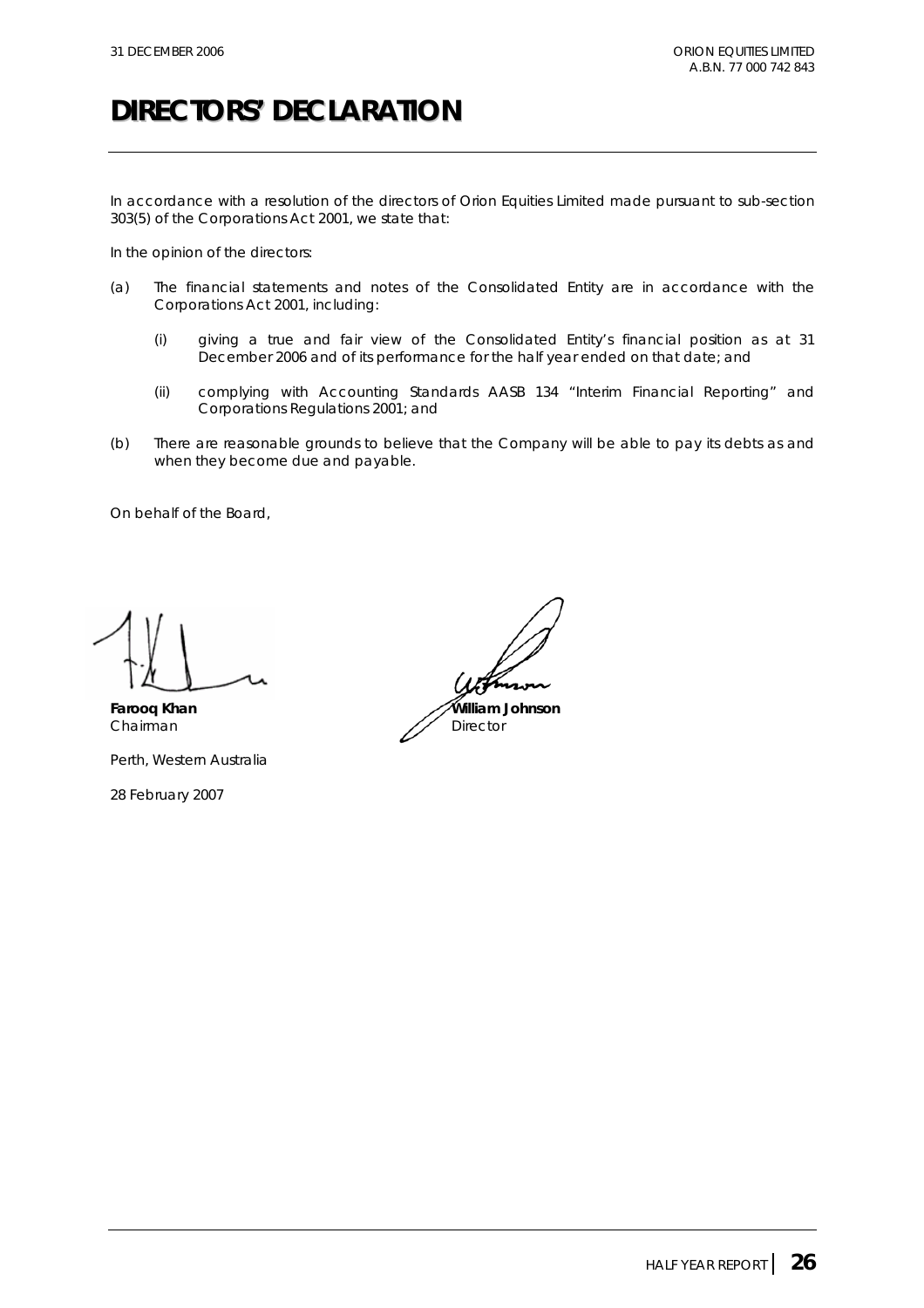# DIRECTORS' DECLARATION

In accordance with a resolution of the directors of Orion Equities Limited made pursuant to sub-section 303(5) of the Corporations Act 2001, we state that:

In the opinion of the directors:

(a) The financial statements and notes of the Consolidated Entity are in accordance with the Corporations Act 2001, including:

  (i) giving a true and fair view of the Consolidated Entity's financial position as at 31 December 2006 and of its performance for the half year ended on that date; and

  (ii) complying with Accounting Standards AASB 134 "Interim Financial Reporting" and Corporations Regulations 2001; and

(b) There are reasonable grounds to believe that the Company will be able to pay its debts as and when they become due and payable.

On behalf of the Board,

**Farooq Khan**
Chairman

**William Johnson**
Director

Perth, Western Australia

28 February 2007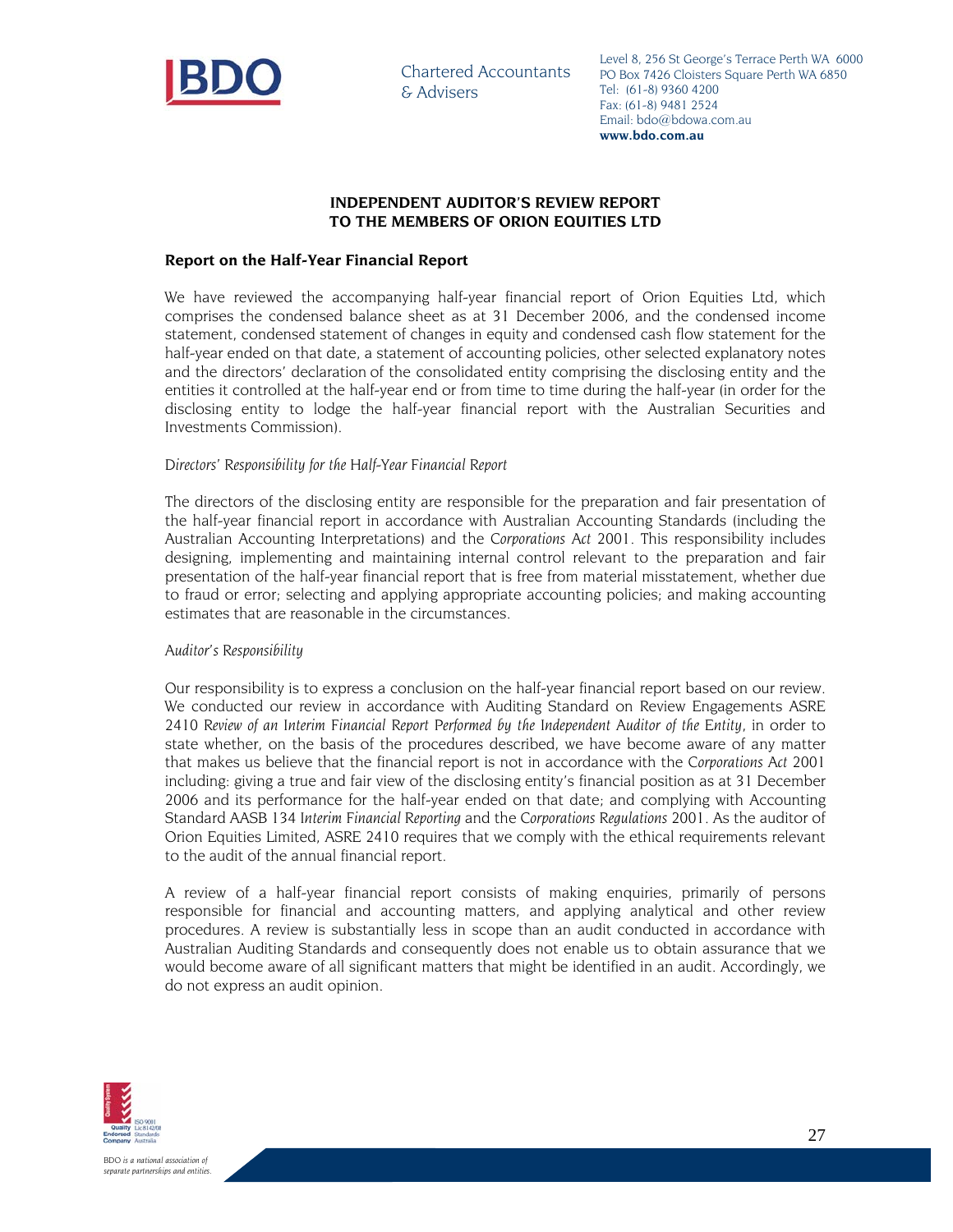BDO

Chartered Accountants & Advisers

Level 8, 256 St George's Terrace Perth WA 6000
PO Box 7426 Cloisters Square Perth WA 6850
Tel: (61-8) 9360 4200
Fax: (61-8) 9481 2524
Email: bdo@bdowa.com.au
**www.bdo.com.au**

## INDEPENDENT AUDITOR'S REVIEW REPORT TO THE MEMBERS OF ORION EQUITIES LTD

### Report on the Half-Year Financial Report

We have reviewed the accompanying half-year financial report of Orion Equities Ltd, which comprises the condensed balance sheet as at 31 December 2006, and the condensed income statement, condensed statement of changes in equity and condensed cash flow statement for the half-year ended on that date, a statement of accounting policies, other selected explanatory notes and the directors' declaration of the consolidated entity comprising the disclosing entity and the entities it controlled at the half-year end or from time to time during the half-year (in order for the disclosing entity to lodge the half-year financial report with the Australian Securities and Investments Commission).

*Directors' Responsibility for the Half-Year Financial Report*

The directors of the disclosing entity are responsible for the preparation and fair presentation of the half-year financial report in accordance with Australian Accounting Standards (including the Australian Accounting Interpretations) and the *Corporations Act* 2001. This responsibility includes designing, implementing and maintaining internal control relevant to the preparation and fair presentation of the half-year financial report that is free from material misstatement, whether due to fraud or error; selecting and applying appropriate accounting policies; and making accounting estimates that are reasonable in the circumstances.

*Auditor's Responsibility*

Our responsibility is to express a conclusion on the half-year financial report based on our review. We conducted our review in accordance with Auditing Standard on Review Engagements ASRE 2410 *Review of an Interim Financial Report Performed by the Independent Auditor of the Entity*, in order to state whether, on the basis of the procedures described, we have become aware of any matter that makes us believe that the financial report is not in accordance with the *Corporations Act* 2001 including: giving a true and fair view of the disclosing entity's financial position as at 31 December 2006 and its performance for the half-year ended on that date; and complying with Accounting Standard AASB 134 *Interim Financial Reporting* and the *Corporations Regulations* 2001. As the auditor of Orion Equities Limited, ASRE 2410 requires that we comply with the ethical requirements relevant to the audit of the annual financial report.

A review of a half-year financial report consists of making enquiries, primarily of persons responsible for financial and accounting matters, and applying analytical and other review procedures. A review is substantially less in scope than an audit conducted in accordance with Australian Auditing Standards and consequently does not enable us to obtain assurance that we would become aware of all significant matters that might be identified in an audit. Accordingly, we do not express an audit opinion.

BDO *is a national association of separate partnerships and entities.*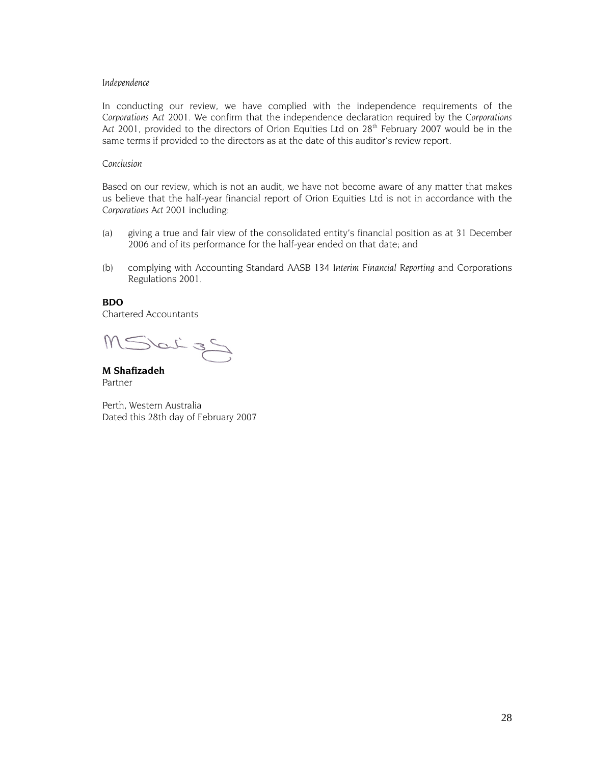*Independence*

In conducting our review, we have complied with the independence requirements of the *Corporations Act* 2001. We confirm that the independence declaration required by the *Corporations Act* 2001, provided to the directors of Orion Equities Ltd on 28th February 2007 would be in the same terms if provided to the directors as at the date of this auditor's review report.

*Conclusion*

Based on our review, which is not an audit, we have not become aware of any matter that makes us believe that the half-year financial report of Orion Equities Ltd is not in accordance with the *Corporations Act* 2001 including:

(a) giving a true and fair view of the consolidated entity's financial position as at 31 December 2006 and of its performance for the half-year ended on that date; and

(b) complying with Accounting Standard AASB 134 *Interim Financial Reporting* and Corporations Regulations 2001.

**BDO**
Chartered Accountants

**M Shafizadeh**
Partner

Perth, Western Australia
Dated this 28th day of February 2007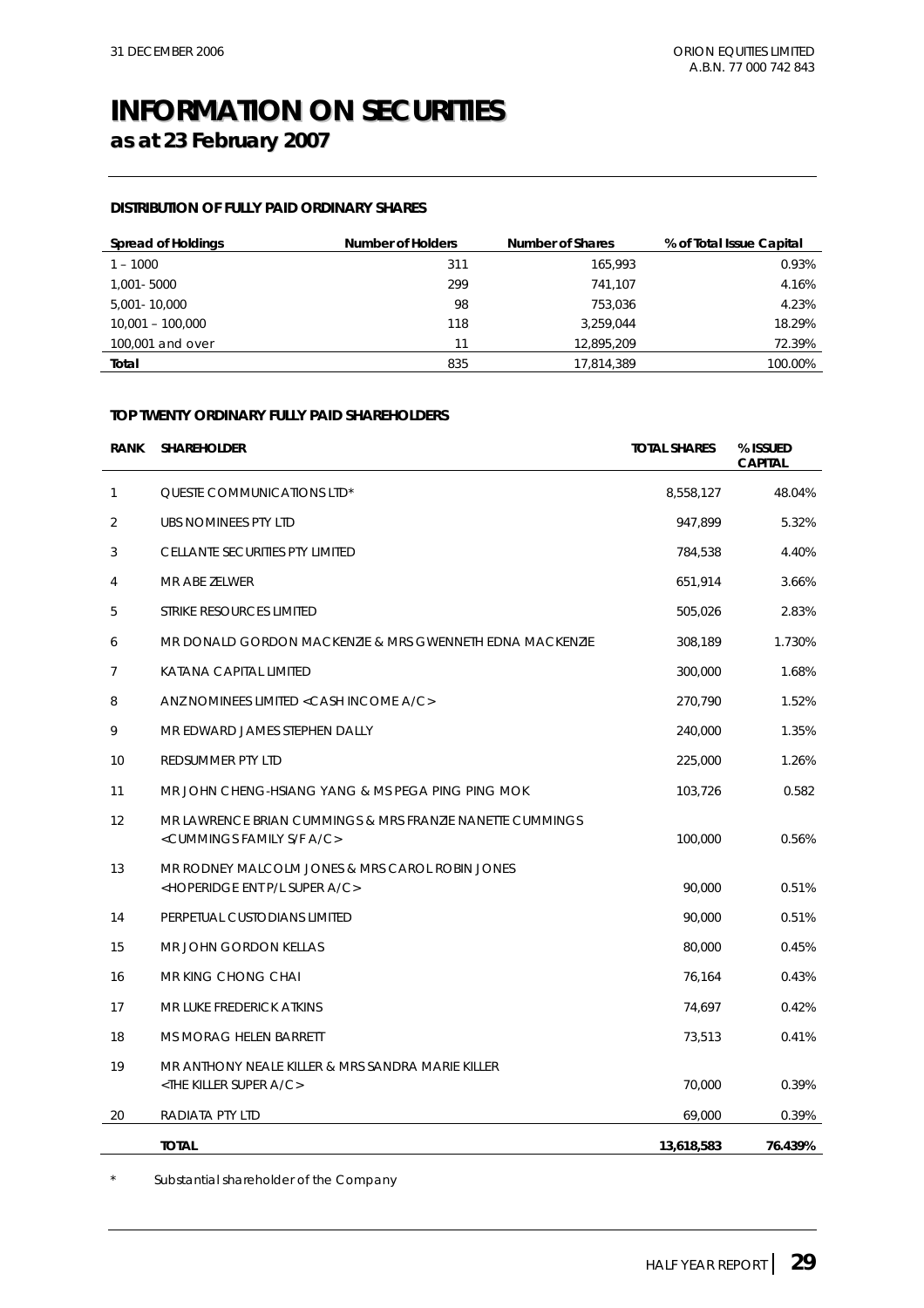# INFORMATION ON SECURITIES

## as at 23 February 2007

### DISTRIBUTION OF FULLY PAID ORDINARY SHARES

| Spread of Holdings | Number of Holders | Number of Shares | % of Total Issue Capital |
|---|---|---|---|
| 1 – 1000 | 311 | 165,993 | 0.93% |
| 1,001- 5000 | 299 | 741,107 | 4.16% |
| 5,001- 10,000 | 98 | 753,036 | 4.23% |
| 10,001 – 100,000 | 118 | 3,259,044 | 18.29% |
| 100,001 and over | 11 | 12,895,209 | 72.39% |
| **Total** | 835 | 17,814,389 | 100.00% |

### TOP TWENTY ORDINARY FULLY PAID SHAREHOLDERS

| RANK | SHAREHOLDER | TOTAL SHARES | % ISSUED CAPITAL |
|---|---|---|---|
| 1 | QUESTE COMMUNICATIONS LTD* | 8,558,127 | 48.04% |
| 2 | UBS NOMINEES PTY LTD | 947,899 | 5.32% |
| 3 | CELLANTE SECURITIES PTY LIMITED | 784,538 | 4.40% |
| 4 | MR ABE ZELWER | 651,914 | 3.66% |
| 5 | STRIKE RESOURCES LIMITED | 505,026 | 2.83% |
| 6 | MR DONALD GORDON MACKENZIE & MRS GWENNETH EDNA MACKENZIE | 308,189 | 1.730% |
| 7 | KATANA CAPITAL LIMITED | 300,000 | 1.68% |
| 8 | ANZ NOMINEES LIMITED <CASH INCOME A/C> | 270,790 | 1.52% |
| 9 | MR EDWARD JAMES STEPHEN DALLY | 240,000 | 1.35% |
| 10 | REDSUMMER PTY LTD | 225,000 | 1.26% |
| 11 | MR JOHN CHENG-HSIANG YANG & MS PEGA PING PING MOK | 103,726 | 0.582 |
| 12 | MR LAWRENCE BRIAN CUMMINGS & MRS FRANZIE NANETTE CUMMINGS <CUMMINGS FAMILY S/F A/C> | 100,000 | 0.56% |
| 13 | MR RODNEY MALCOLM JONES & MRS CAROL ROBIN JONES <HOPERIDGE ENT P/L SUPER A/C> | 90,000 | 0.51% |
| 14 | PERPETUAL CUSTODIANS LIMITED | 90,000 | 0.51% |
| 15 | MR JOHN GORDON KELLAS | 80,000 | 0.45% |
| 16 | MR KING CHONG CHAI | 76,164 | 0.43% |
| 17 | MR LUKE FREDERICK ATKINS | 74,697 | 0.42% |
| 18 | MS MORAG HELEN BARRETT | 73,513 | 0.41% |
| 19 | MR ANTHONY NEALE KILLER & MRS SANDRA MARIE KILLER <THE KILLER SUPER A/C> | 70,000 | 0.39% |
| 20 | RADIATA PTY LTD | 69,000 | 0.39% |
| | **TOTAL** | **13,618,583** | **76.439%** |

\* Substantial shareholder of the Company